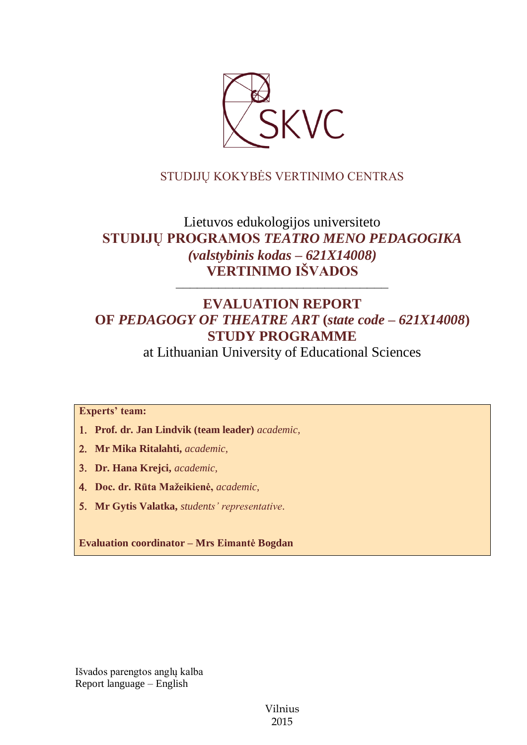SKVC

STUDIJŲ KOKYBĖS VERTINIMO CENTRAS

Lietuvos edukologijos universiteto

**STUDIJŲ PROGRAMOS *TEATRO MENO PEDAGOGIKA***
***(valstybinis kodas – 621X14008)***
**VERTINIMO IŠVADOS**

---

**EVALUATION REPORT**
**OF *PEDAGOGY OF THEATRE ART* (*state code – 621X14008*)**
**STUDY PROGRAMME**
at Lithuanian University of Educational Sciences

**Experts' team:**

1. **Prof. dr. Jan Lindvik (team leader)** *academic,*
2. **Mr Mika Ritalahti,** *academic,*
3. **Dr. Hana Krejci,** *academic,*
4. **Doc. dr. Rūta Mažeikienė,** *academic,*
5. **Mr Gytis Valatka,** *students' representative*.

**Evaluation coordinator – Mrs Eimantė Bogdan**

Išvados parengtos anglų kalba
Report language – English

Vilnius
2015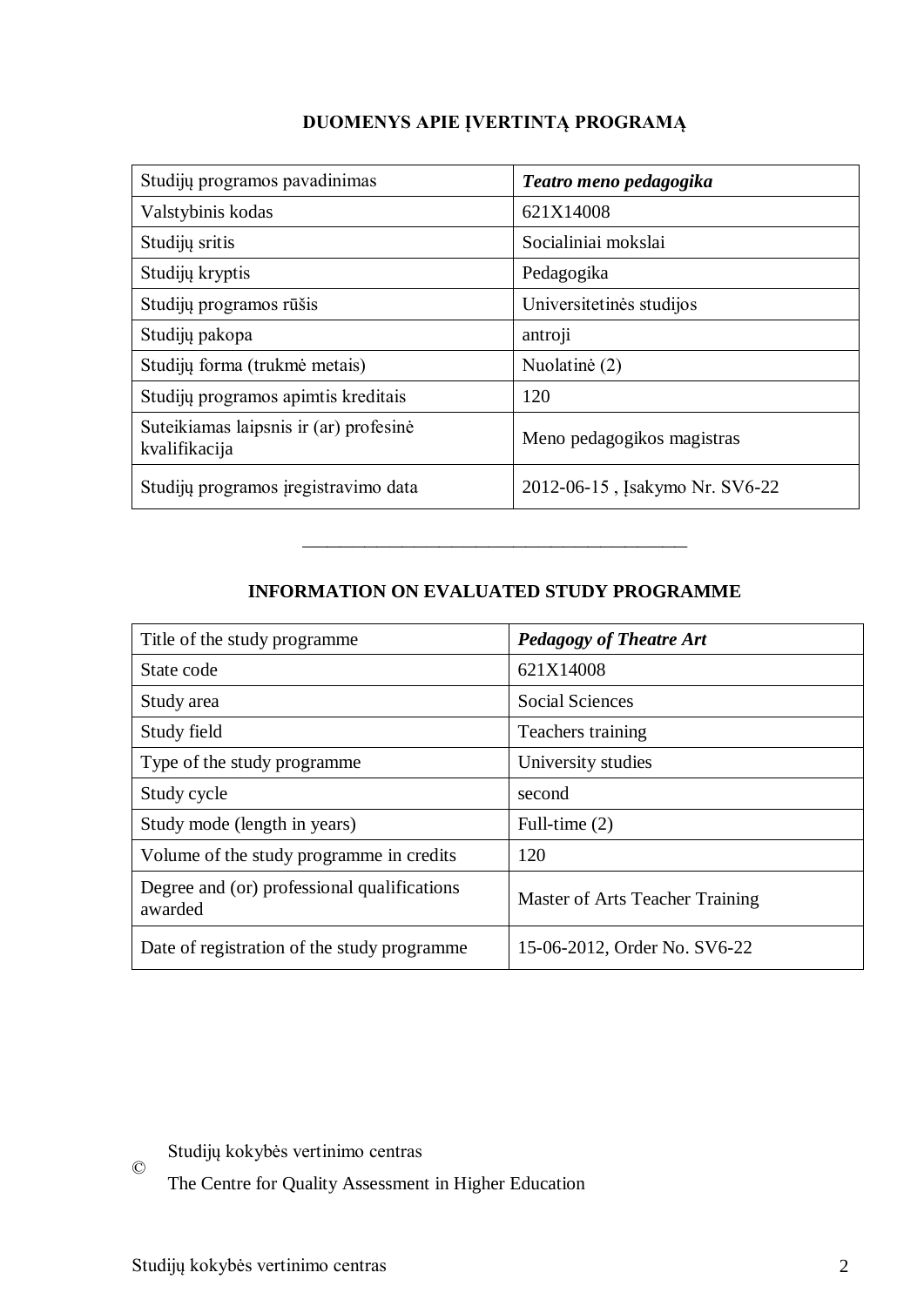## DUOMENYS APIE ĮVERTINTĄ PROGRAMĄ

| Studijų programos pavadinimas | ***Teatro meno pedagogika*** |
|---|---|
| Valstybinis kodas | 621X14008 |
| Studijų sritis | Socialiniai mokslai |
| Studijų kryptis | Pedagogika |
| Studijų programos rūšis | Universitetinės studijos |
| Studijų pakopa | antroji |
| Studijų forma (trukmė metais) | Nuolatinė (2) |
| Studijų programos apimtis kreditais | 120 |
| Suteikiamas laipsnis ir (ar) profesinė kvalifikacija | Meno pedagogikos magistras |
| Studijų programos įregistravimo data | 2012-06-15 , Įsakymo Nr. SV6-22 |

---

## INFORMATION ON EVALUATED STUDY PROGRAMME

| Title of the study programme | ***Pedagogy of Theatre Art*** |
|---|---|
| State code | 621X14008 |
| Study area | Social Sciences |
| Study field | Teachers training |
| Type of the study programme | University studies |
| Study cycle | second |
| Study mode (length in years) | Full-time (2) |
| Volume of the study programme in credits | 120 |
| Degree and (or) professional qualifications awarded | Master of Arts Teacher Training |
| Date of registration of the study programme | 15-06-2012, Order No. SV6-22 |

© Studijų kokybės vertinimo centras
The Centre for Quality Assessment in Higher Education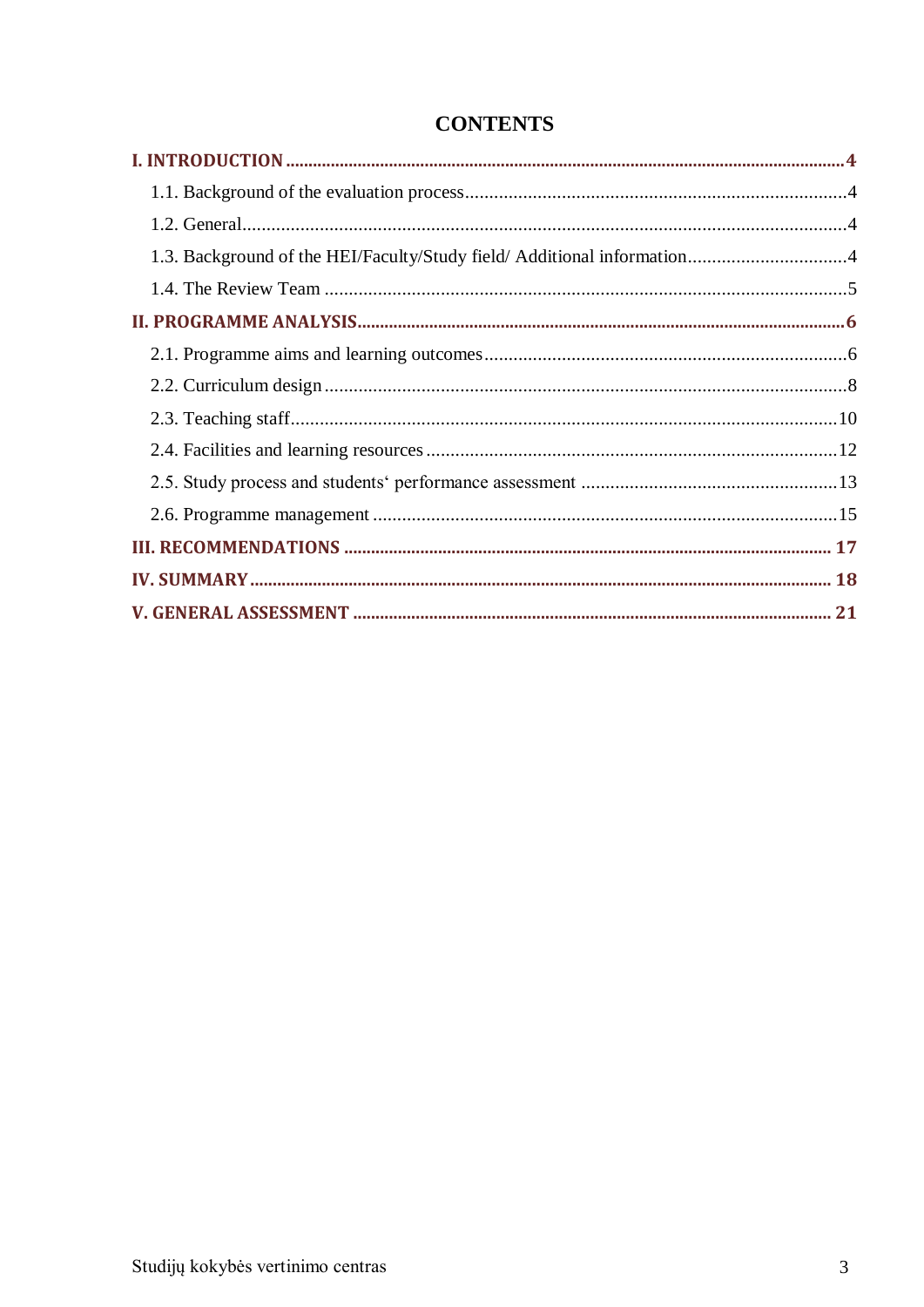# CONTENTS

**I. INTRODUCTION** .......... **4**

1.1. Background of the evaluation process .......... 4

1.2. General .......... 4

1.3. Background of the HEI/Faculty/Study field/ Additional information .......... 4

1.4. The Review Team .......... 5

**II. PROGRAMME ANALYSIS** .......... **6**

2.1. Programme aims and learning outcomes .......... 6

2.2. Curriculum design .......... 8

2.3. Teaching staff .......... 10

2.4. Facilities and learning resources .......... 12

2.5. Study process and students‘ performance assessment .......... 13

2.6. Programme management .......... 15

**III. RECOMMENDATIONS** .......... **17**

**IV. SUMMARY** .......... **18**

**V. GENERAL ASSESSMENT** .......... **21**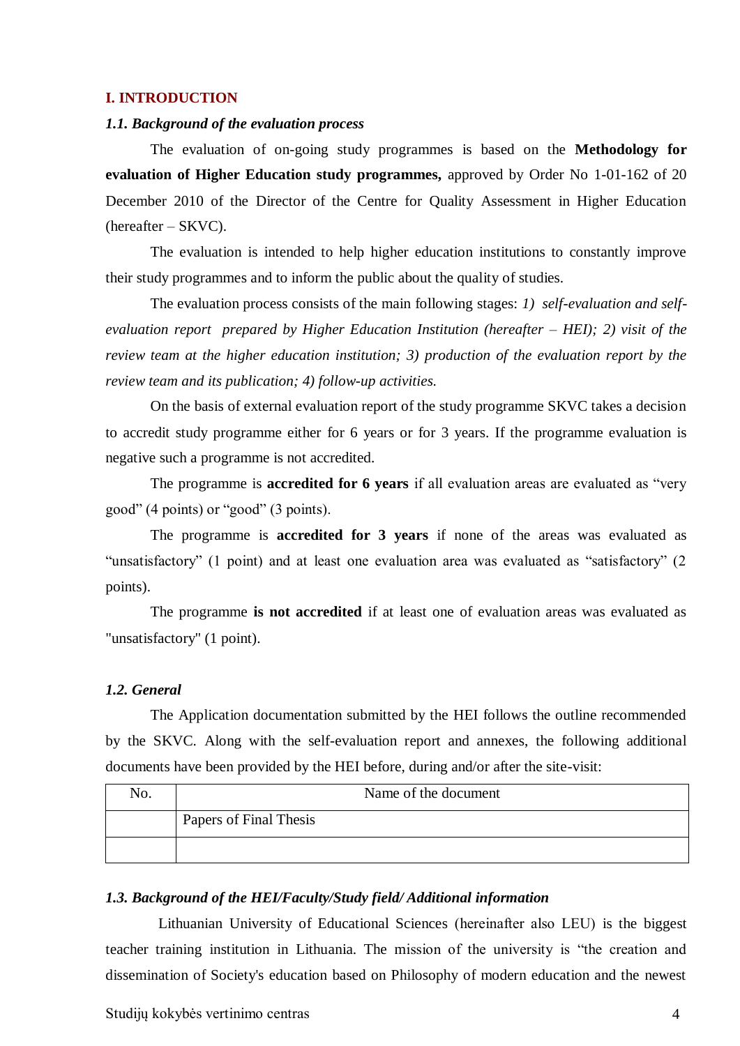# I. INTRODUCTION

### *1.1. Background of the evaluation process*

The evaluation of on-going study programmes is based on the **Methodology for evaluation of Higher Education study programmes,** approved by Order No 1-01-162 of 20 December 2010 of the Director of the Centre for Quality Assessment in Higher Education (hereafter – SKVC).

The evaluation is intended to help higher education institutions to constantly improve their study programmes and to inform the public about the quality of studies.

The evaluation process consists of the main following stages: *1) self-evaluation and self-evaluation report prepared by Higher Education Institution (hereafter – HEI); 2) visit of the review team at the higher education institution; 3) production of the evaluation report by the review team and its publication; 4) follow-up activities.*

On the basis of external evaluation report of the study programme SKVC takes a decision to accredit study programme either for 6 years or for 3 years. If the programme evaluation is negative such a programme is not accredited.

The programme is **accredited for 6 years** if all evaluation areas are evaluated as "very good" (4 points) or "good" (3 points).

The programme is **accredited for 3 years** if none of the areas was evaluated as "unsatisfactory" (1 point) and at least one evaluation area was evaluated as "satisfactory" (2 points).

The programme **is not accredited** if at least one of evaluation areas was evaluated as "unsatisfactory" (1 point).

### *1.2. General*

The Application documentation submitted by the HEI follows the outline recommended by the SKVC. Along with the self-evaluation report and annexes, the following additional documents have been provided by the HEI before, during and/or after the site-visit:

| No. | Name of the document |
| --- | --- |
| | Papers of Final Thesis |
| | |

### *1.3. Background of the HEI/Faculty/Study field/ Additional information*

Lithuanian University of Educational Sciences (hereinafter also LEU) is the biggest teacher training institution in Lithuania. The mission of the university is "the creation and dissemination of Society's education based on Philosophy of modern education and the newest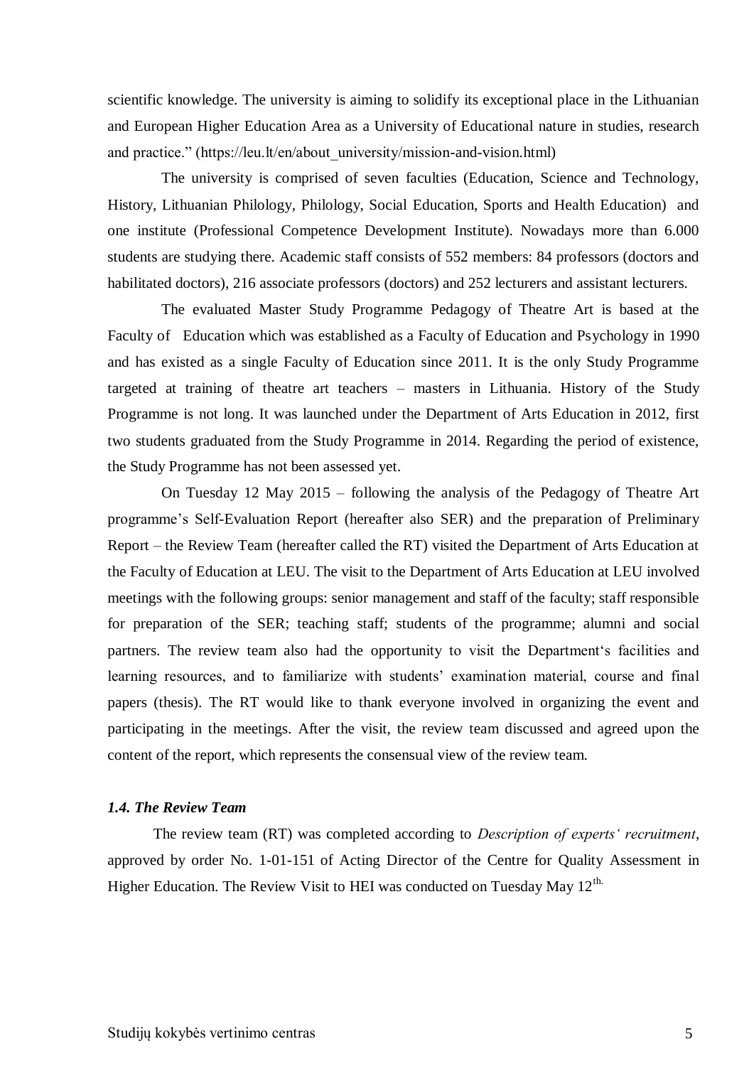scientific knowledge. The university is aiming to solidify its exceptional place in the Lithuanian and European Higher Education Area as a University of Educational nature in studies, research and practice." (https://leu.lt/en/about_university/mission-and-vision.html)

The university is comprised of seven faculties (Education, Science and Technology, History, Lithuanian Philology, Philology, Social Education, Sports and Health Education) and one institute (Professional Competence Development Institute). Nowadays more than 6.000 students are studying there. Academic staff consists of 552 members: 84 professors (doctors and habilitated doctors), 216 associate professors (doctors) and 252 lecturers and assistant lecturers.

The evaluated Master Study Programme Pedagogy of Theatre Art is based at the Faculty of Education which was established as a Faculty of Education and Psychology in 1990 and has existed as a single Faculty of Education since 2011. It is the only Study Programme targeted at training of theatre art teachers – masters in Lithuania. History of the Study Programme is not long. It was launched under the Department of Arts Education in 2012, first two students graduated from the Study Programme in 2014. Regarding the period of existence, the Study Programme has not been assessed yet.

On Tuesday 12 May 2015 – following the analysis of the Pedagogy of Theatre Art programme's Self-Evaluation Report (hereafter also SER) and the preparation of Preliminary Report – the Review Team (hereafter called the RT) visited the Department of Arts Education at the Faculty of Education at LEU. The visit to the Department of Arts Education at LEU involved meetings with the following groups: senior management and staff of the faculty; staff responsible for preparation of the SER; teaching staff; students of the programme; alumni and social partners. The review team also had the opportunity to visit the Department's facilities and learning resources, and to familiarize with students' examination material, course and final papers (thesis). The RT would like to thank everyone involved in organizing the event and participating in the meetings. After the visit, the review team discussed and agreed upon the content of the report, which represents the consensual view of the review team.

### *1.4. The Review Team*

The review team (RT) was completed according to *Description of experts' recruitment*, approved by order No. 1-01-151 of Acting Director of the Centre for Quality Assessment in Higher Education. The Review Visit to HEI was conducted on Tuesday May 12th.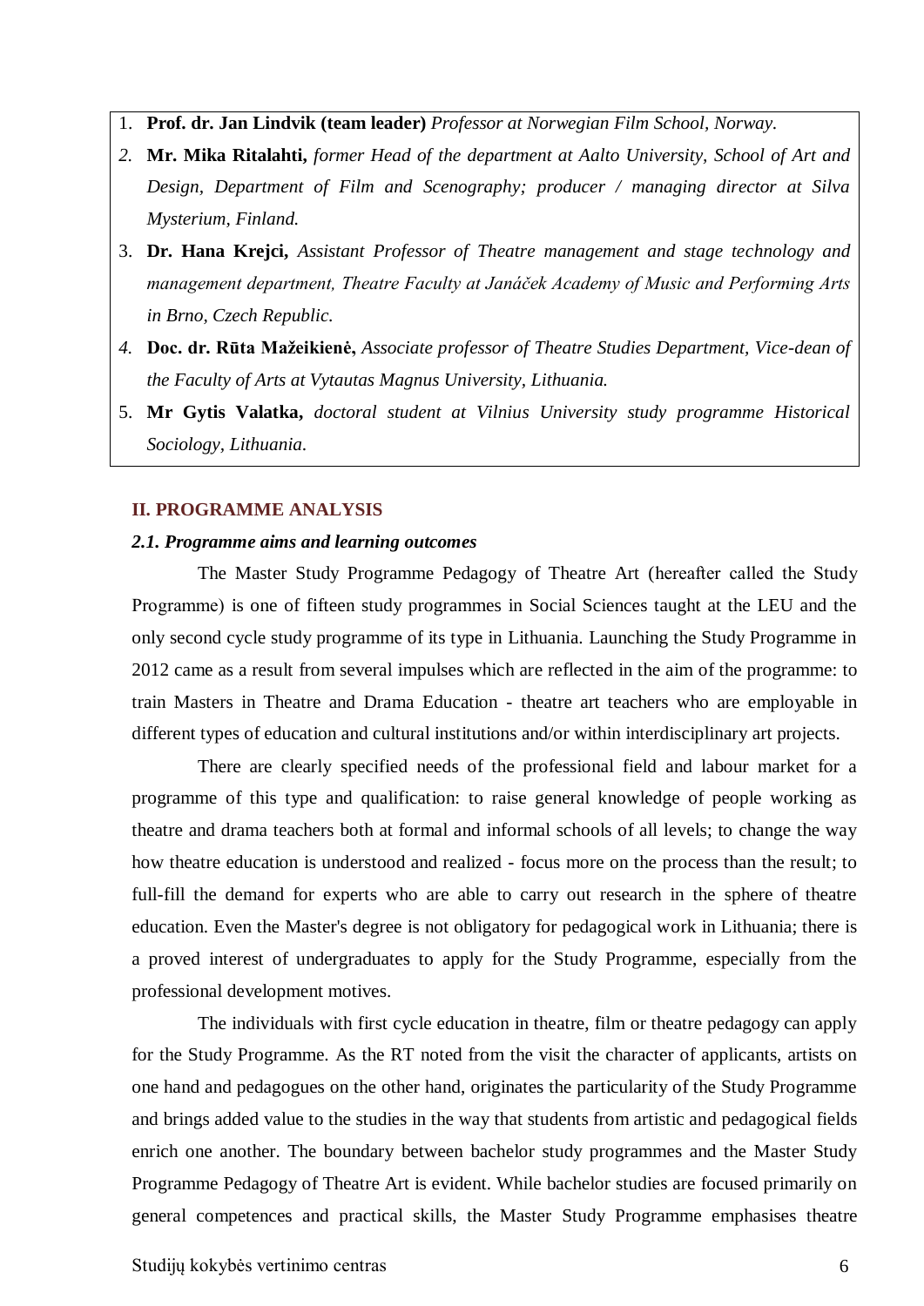1. **Prof. dr. Jan Lindvik (team leader)** *Professor at Norwegian Film School, Norway.*
2. **Mr. Mika Ritalahti,** *former Head of the department at Aalto University, School of Art and Design, Department of Film and Scenography; producer / managing director at Silva Mysterium, Finland.*
3. **Dr. Hana Krejci,** *Assistant Professor of Theatre management and stage technology and management department, Theatre Faculty at Janáček Academy of Music and Performing Arts in Brno, Czech Republic.*
4. **Doc. dr. Rūta Mažeikienė,** *Associate professor of Theatre Studies Department, Vice-dean of the Faculty of Arts at Vytautas Magnus University, Lithuania.*
5. **Mr Gytis Valatka,** *doctoral student at Vilnius University study programme Historical Sociology, Lithuania.*

## II. PROGRAMME ANALYSIS

### *2.1. Programme aims and learning outcomes*

The Master Study Programme Pedagogy of Theatre Art (hereafter called the Study Programme) is one of fifteen study programmes in Social Sciences taught at the LEU and the only second cycle study programme of its type in Lithuania. Launching the Study Programme in 2012 came as a result from several impulses which are reflected in the aim of the programme: to train Masters in Theatre and Drama Education - theatre art teachers who are employable in different types of education and cultural institutions and/or within interdisciplinary art projects.

There are clearly specified needs of the professional field and labour market for a programme of this type and qualification: to raise general knowledge of people working as theatre and drama teachers both at formal and informal schools of all levels; to change the way how theatre education is understood and realized - focus more on the process than the result; to full-fill the demand for experts who are able to carry out research in the sphere of theatre education. Even the Master's degree is not obligatory for pedagogical work in Lithuania; there is a proved interest of undergraduates to apply for the Study Programme, especially from the professional development motives.

The individuals with first cycle education in theatre, film or theatre pedagogy can apply for the Study Programme. As the RT noted from the visit the character of applicants, artists on one hand and pedagogues on the other hand, originates the particularity of the Study Programme and brings added value to the studies in the way that students from artistic and pedagogical fields enrich one another. The boundary between bachelor study programmes and the Master Study Programme Pedagogy of Theatre Art is evident. While bachelor studies are focused primarily on general competences and practical skills, the Master Study Programme emphasises theatre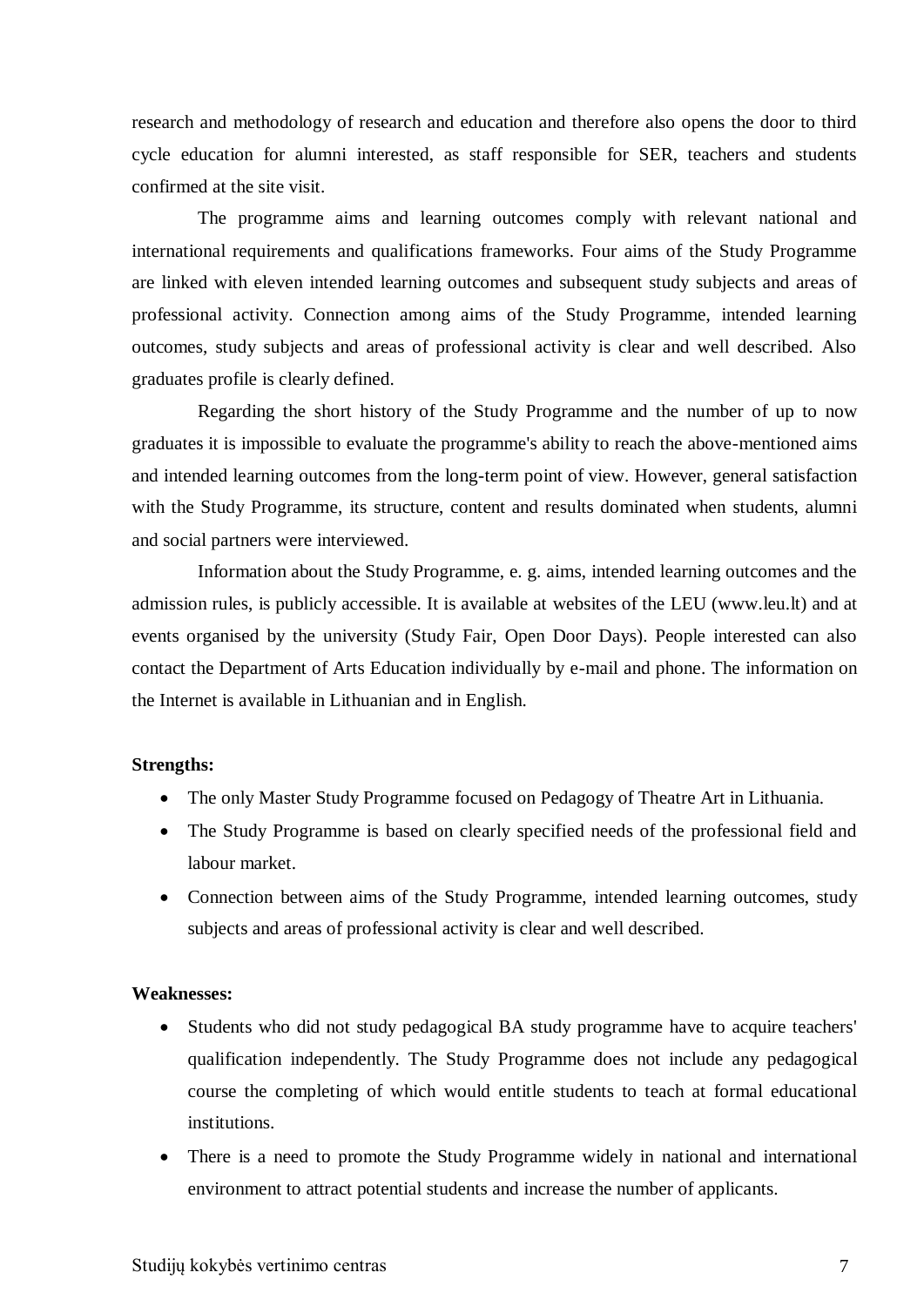research and methodology of research and education and therefore also opens the door to third cycle education for alumni interested, as staff responsible for SER, teachers and students confirmed at the site visit.

The programme aims and learning outcomes comply with relevant national and international requirements and qualifications frameworks. Four aims of the Study Programme are linked with eleven intended learning outcomes and subsequent study subjects and areas of professional activity. Connection among aims of the Study Programme, intended learning outcomes, study subjects and areas of professional activity is clear and well described. Also graduates profile is clearly defined.

Regarding the short history of the Study Programme and the number of up to now graduates it is impossible to evaluate the programme's ability to reach the above-mentioned aims and intended learning outcomes from the long-term point of view. However, general satisfaction with the Study Programme, its structure, content and results dominated when students, alumni and social partners were interviewed.

Information about the Study Programme, e. g. aims, intended learning outcomes and the admission rules, is publicly accessible. It is available at websites of the LEU (www.leu.lt) and at events organised by the university (Study Fair, Open Door Days). People interested can also contact the Department of Arts Education individually by e-mail and phone. The information on the Internet is available in Lithuanian and in English.

**Strengths:**

- The only Master Study Programme focused on Pedagogy of Theatre Art in Lithuania.
- The Study Programme is based on clearly specified needs of the professional field and labour market.
- Connection between aims of the Study Programme, intended learning outcomes, study subjects and areas of professional activity is clear and well described.

**Weaknesses:**

- Students who did not study pedagogical BA study programme have to acquire teachers' qualification independently. The Study Programme does not include any pedagogical course the completing of which would entitle students to teach at formal educational institutions.
- There is a need to promote the Study Programme widely in national and international environment to attract potential students and increase the number of applicants.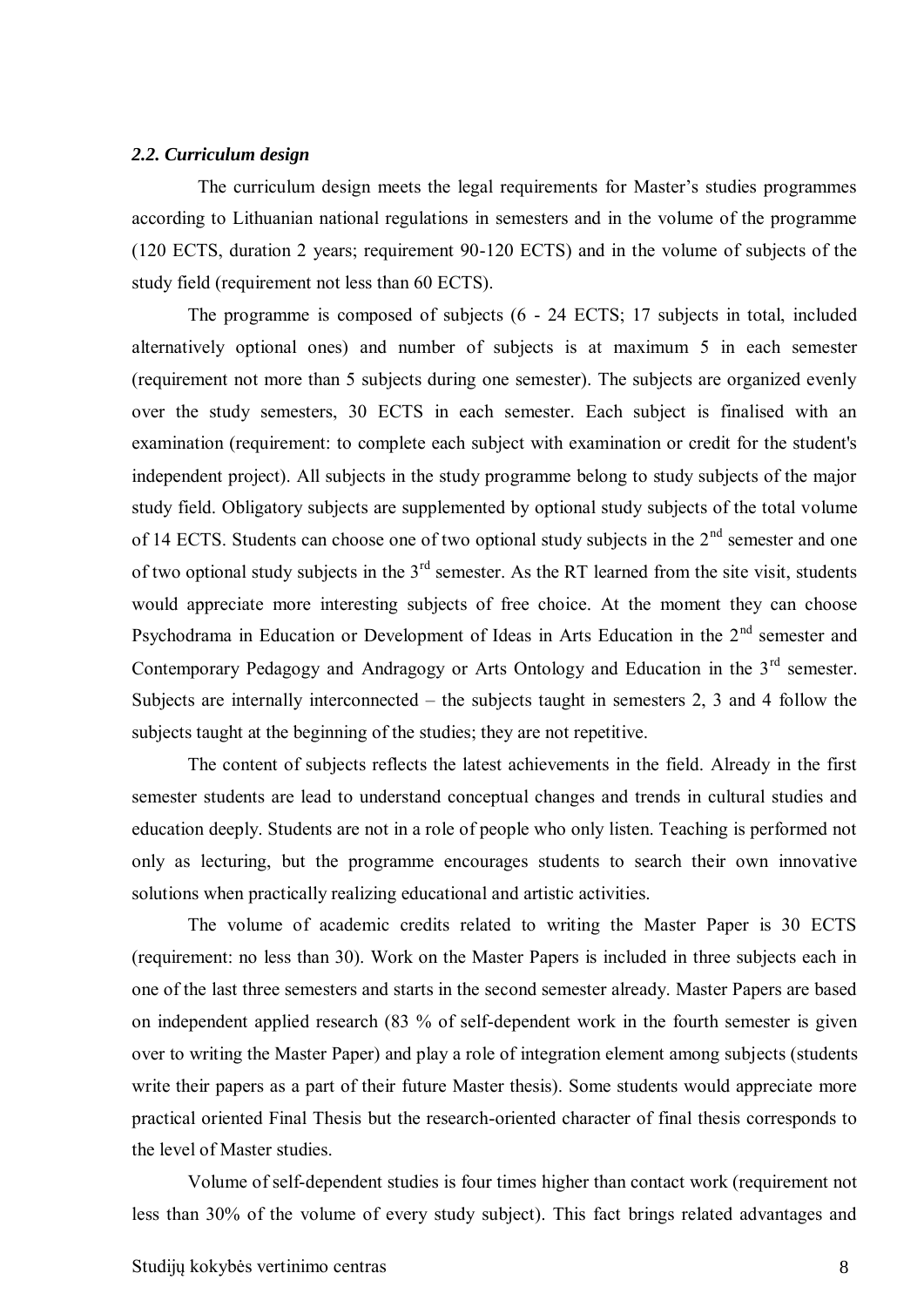### *2.2. Curriculum design*

The curriculum design meets the legal requirements for Master's studies programmes according to Lithuanian national regulations in semesters and in the volume of the programme (120 ECTS, duration 2 years; requirement 90-120 ECTS) and in the volume of subjects of the study field (requirement not less than 60 ECTS).

The programme is composed of subjects (6 - 24 ECTS; 17 subjects in total, included alternatively optional ones) and number of subjects is at maximum 5 in each semester (requirement not more than 5 subjects during one semester). The subjects are organized evenly over the study semesters, 30 ECTS in each semester. Each subject is finalised with an examination (requirement: to complete each subject with examination or credit for the student's independent project). All subjects in the study programme belong to study subjects of the major study field. Obligatory subjects are supplemented by optional study subjects of the total volume of 14 ECTS. Students can choose one of two optional study subjects in the 2nd semester and one of two optional study subjects in the 3rd semester. As the RT learned from the site visit, students would appreciate more interesting subjects of free choice. At the moment they can choose Psychodrama in Education or Development of Ideas in Arts Education in the 2nd semester and Contemporary Pedagogy and Andragogy or Arts Ontology and Education in the 3rd semester. Subjects are internally interconnected – the subjects taught in semesters 2, 3 and 4 follow the subjects taught at the beginning of the studies; they are not repetitive.

The content of subjects reflects the latest achievements in the field. Already in the first semester students are lead to understand conceptual changes and trends in cultural studies and education deeply. Students are not in a role of people who only listen. Teaching is performed not only as lecturing, but the programme encourages students to search their own innovative solutions when practically realizing educational and artistic activities.

The volume of academic credits related to writing the Master Paper is 30 ECTS (requirement: no less than 30). Work on the Master Papers is included in three subjects each in one of the last three semesters and starts in the second semester already. Master Papers are based on independent applied research (83 % of self-dependent work in the fourth semester is given over to writing the Master Paper) and play a role of integration element among subjects (students write their papers as a part of their future Master thesis). Some students would appreciate more practical oriented Final Thesis but the research-oriented character of final thesis corresponds to the level of Master studies.

Volume of self-dependent studies is four times higher than contact work (requirement not less than 30% of the volume of every study subject). This fact brings related advantages and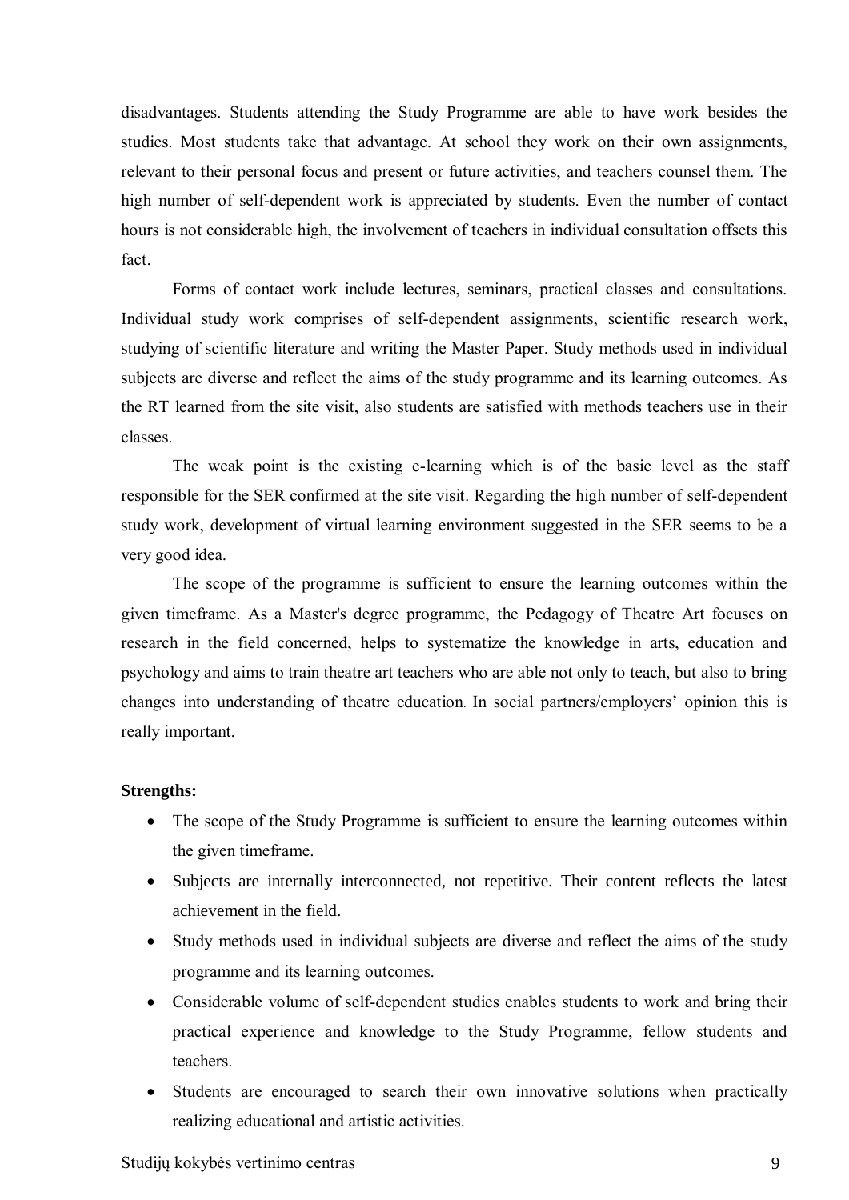disadvantages. Students attending the Study Programme are able to have work besides the studies. Most students take that advantage. At school they work on their own assignments, relevant to their personal focus and present or future activities, and teachers counsel them. The high number of self-dependent work is appreciated by students. Even the number of contact hours is not considerable high, the involvement of teachers in individual consultation offsets this fact.

Forms of contact work include lectures, seminars, practical classes and consultations. Individual study work comprises of self-dependent assignments, scientific research work, studying of scientific literature and writing the Master Paper. Study methods used in individual subjects are diverse and reflect the aims of the study programme and its learning outcomes. As the RT learned from the site visit, also students are satisfied with methods teachers use in their classes.

The weak point is the existing e-learning which is of the basic level as the staff responsible for the SER confirmed at the site visit. Regarding the high number of self-dependent study work, development of virtual learning environment suggested in the SER seems to be a very good idea.

The scope of the programme is sufficient to ensure the learning outcomes within the given timeframe. As a Master's degree programme, the Pedagogy of Theatre Art focuses on research in the field concerned, helps to systematize the knowledge in arts, education and psychology and aims to train theatre art teachers who are able not only to teach, but also to bring changes into understanding of theatre education. In social partners/employers' opinion this is really important.

**Strengths:**

- The scope of the Study Programme is sufficient to ensure the learning outcomes within the given timeframe.
- Subjects are internally interconnected, not repetitive. Their content reflects the latest achievement in the field.
- Study methods used in individual subjects are diverse and reflect the aims of the study programme and its learning outcomes.
- Considerable volume of self-dependent studies enables students to work and bring their practical experience and knowledge to the Study Programme, fellow students and teachers.
- Students are encouraged to search their own innovative solutions when practically realizing educational and artistic activities.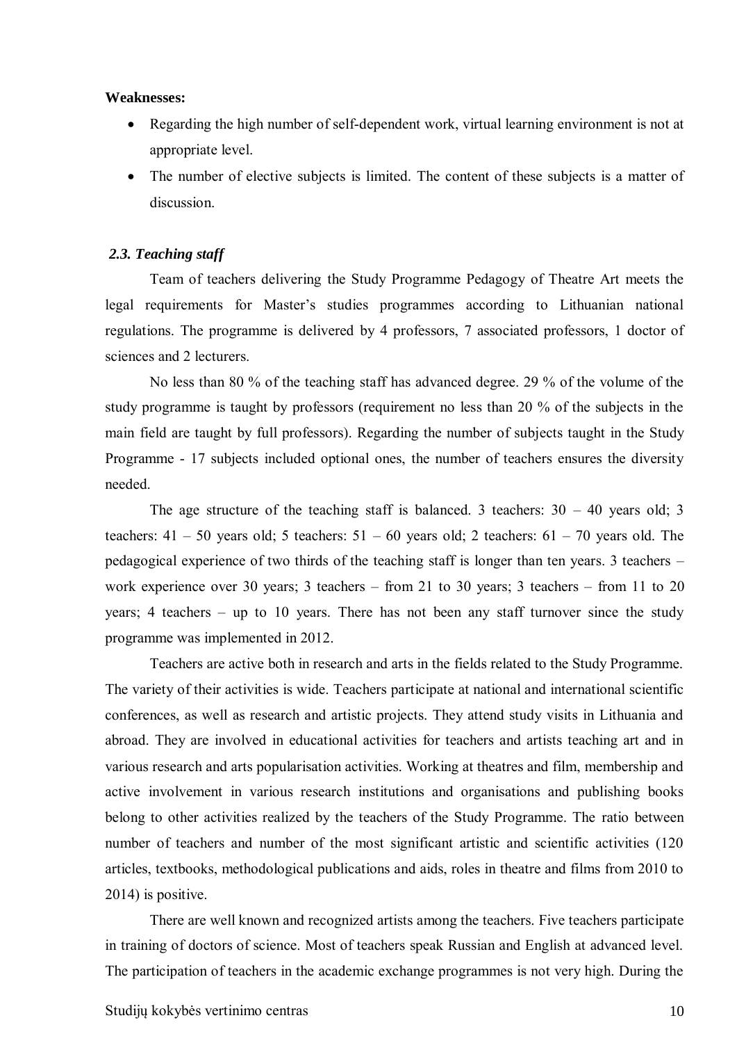**Weaknesses:**

- Regarding the high number of self-dependent work, virtual learning environment is not at appropriate level.
- The number of elective subjects is limited. The content of these subjects is a matter of discussion.

### *2.3. Teaching staff*

Team of teachers delivering the Study Programme Pedagogy of Theatre Art meets the legal requirements for Master's studies programmes according to Lithuanian national regulations. The programme is delivered by 4 professors, 7 associated professors, 1 doctor of sciences and 2 lecturers.

No less than 80 % of the teaching staff has advanced degree. 29 % of the volume of the study programme is taught by professors (requirement no less than 20 % of the subjects in the main field are taught by full professors). Regarding the number of subjects taught in the Study Programme - 17 subjects included optional ones, the number of teachers ensures the diversity needed.

The age structure of the teaching staff is balanced. 3 teachers: 30 – 40 years old; 3 teachers: 41 – 50 years old; 5 teachers: 51 – 60 years old; 2 teachers: 61 – 70 years old. The pedagogical experience of two thirds of the teaching staff is longer than ten years. 3 teachers – work experience over 30 years; 3 teachers – from 21 to 30 years; 3 teachers – from 11 to 20 years; 4 teachers – up to 10 years. There has not been any staff turnover since the study programme was implemented in 2012.

Teachers are active both in research and arts in the fields related to the Study Programme. The variety of their activities is wide. Teachers participate at national and international scientific conferences, as well as research and artistic projects. They attend study visits in Lithuania and abroad. They are involved in educational activities for teachers and artists teaching art and in various research and arts popularisation activities. Working at theatres and film, membership and active involvement in various research institutions and organisations and publishing books belong to other activities realized by the teachers of the Study Programme. The ratio between number of teachers and number of the most significant artistic and scientific activities (120 articles, textbooks, methodological publications and aids, roles in theatre and films from 2010 to 2014) is positive.

There are well known and recognized artists among the teachers. Five teachers participate in training of doctors of science. Most of teachers speak Russian and English at advanced level. The participation of teachers in the academic exchange programmes is not very high. During the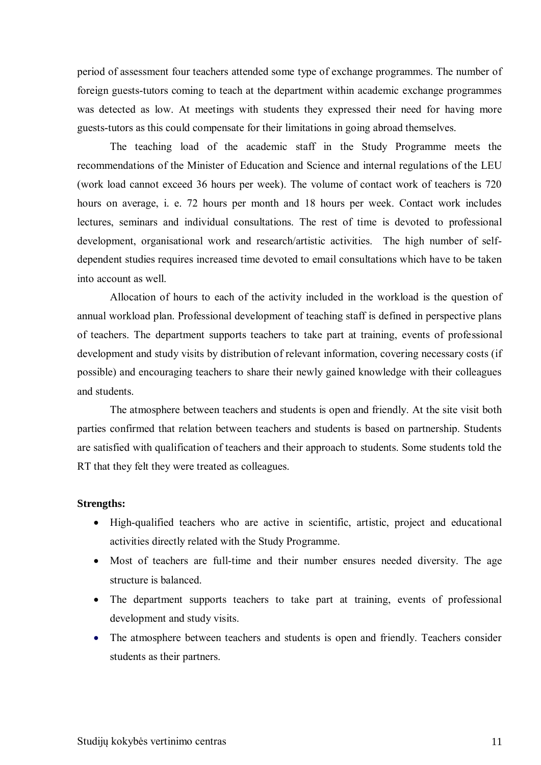period of assessment four teachers attended some type of exchange programmes. The number of foreign guests-tutors coming to teach at the department within academic exchange programmes was detected as low. At meetings with students they expressed their need for having more guests-tutors as this could compensate for their limitations in going abroad themselves.

The teaching load of the academic staff in the Study Programme meets the recommendations of the Minister of Education and Science and internal regulations of the LEU (work load cannot exceed 36 hours per week). The volume of contact work of teachers is 720 hours on average, i. e. 72 hours per month and 18 hours per week. Contact work includes lectures, seminars and individual consultations. The rest of time is devoted to professional development, organisational work and research/artistic activities. The high number of self-dependent studies requires increased time devoted to email consultations which have to be taken into account as well.

Allocation of hours to each of the activity included in the workload is the question of annual workload plan. Professional development of teaching staff is defined in perspective plans of teachers. The department supports teachers to take part at training, events of professional development and study visits by distribution of relevant information, covering necessary costs (if possible) and encouraging teachers to share their newly gained knowledge with their colleagues and students.

The atmosphere between teachers and students is open and friendly. At the site visit both parties confirmed that relation between teachers and students is based on partnership. Students are satisfied with qualification of teachers and their approach to students. Some students told the RT that they felt they were treated as colleagues.

**Strengths:**

- High-qualified teachers who are active in scientific, artistic, project and educational activities directly related with the Study Programme.
- Most of teachers are full-time and their number ensures needed diversity. The age structure is balanced.
- The department supports teachers to take part at training, events of professional development and study visits.
- The atmosphere between teachers and students is open and friendly. Teachers consider students as their partners.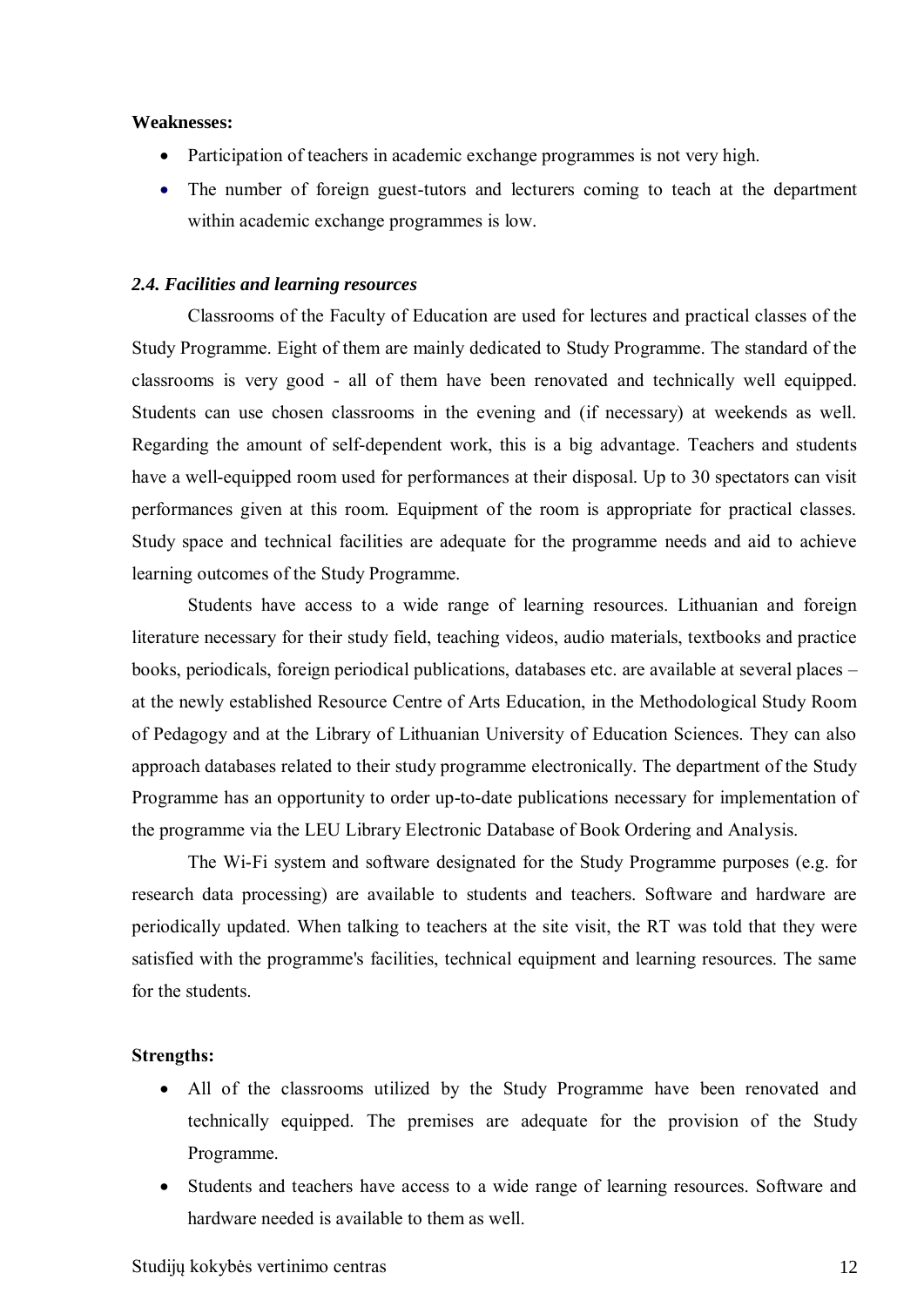**Weaknesses:**

- Participation of teachers in academic exchange programmes is not very high.
- The number of foreign guest-tutors and lecturers coming to teach at the department within academic exchange programmes is low.

### *2.4. Facilities and learning resources*

Classrooms of the Faculty of Education are used for lectures and practical classes of the Study Programme. Eight of them are mainly dedicated to Study Programme. The standard of the classrooms is very good - all of them have been renovated and technically well equipped. Students can use chosen classrooms in the evening and (if necessary) at weekends as well. Regarding the amount of self-dependent work, this is a big advantage. Teachers and students have a well-equipped room used for performances at their disposal. Up to 30 spectators can visit performances given at this room. Equipment of the room is appropriate for practical classes. Study space and technical facilities are adequate for the programme needs and aid to achieve learning outcomes of the Study Programme.

Students have access to a wide range of learning resources. Lithuanian and foreign literature necessary for their study field, teaching videos, audio materials, textbooks and practice books, periodicals, foreign periodical publications, databases etc. are available at several places – at the newly established Resource Centre of Arts Education, in the Methodological Study Room of Pedagogy and at the Library of Lithuanian University of Education Sciences. They can also approach databases related to their study programme electronically. The department of the Study Programme has an opportunity to order up-to-date publications necessary for implementation of the programme via the LEU Library Electronic Database of Book Ordering and Analysis.

The Wi-Fi system and software designated for the Study Programme purposes (e.g. for research data processing) are available to students and teachers. Software and hardware are periodically updated. When talking to teachers at the site visit, the RT was told that they were satisfied with the programme's facilities, technical equipment and learning resources. The same for the students.

**Strengths:**

- All of the classrooms utilized by the Study Programme have been renovated and technically equipped. The premises are adequate for the provision of the Study Programme.
- Students and teachers have access to a wide range of learning resources. Software and hardware needed is available to them as well.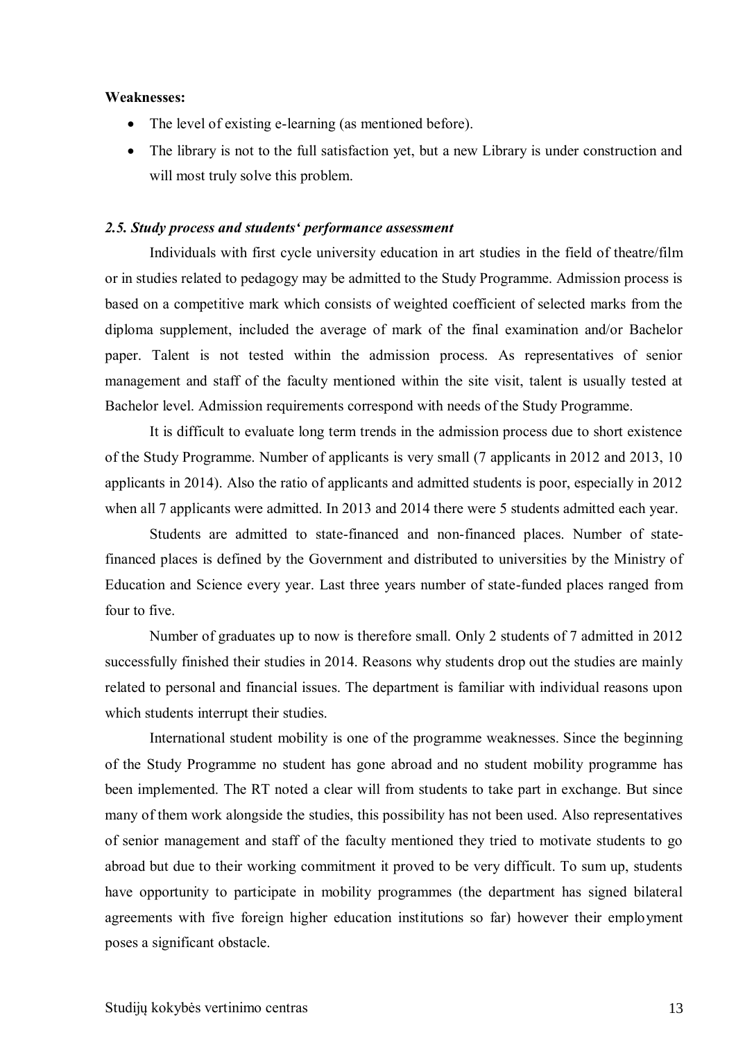**Weaknesses:**

- The level of existing e-learning (as mentioned before).
- The library is not to the full satisfaction yet, but a new Library is under construction and will most truly solve this problem.

### *2.5. Study process and students‘ performance assessment*

Individuals with first cycle university education in art studies in the field of theatre/film or in studies related to pedagogy may be admitted to the Study Programme. Admission process is based on a competitive mark which consists of weighted coefficient of selected marks from the diploma supplement, included the average of mark of the final examination and/or Bachelor paper. Talent is not tested within the admission process. As representatives of senior management and staff of the faculty mentioned within the site visit, talent is usually tested at Bachelor level. Admission requirements correspond with needs of the Study Programme.

It is difficult to evaluate long term trends in the admission process due to short existence of the Study Programme. Number of applicants is very small (7 applicants in 2012 and 2013, 10 applicants in 2014). Also the ratio of applicants and admitted students is poor, especially in 2012 when all 7 applicants were admitted. In 2013 and 2014 there were 5 students admitted each year.

Students are admitted to state-financed and non-financed places. Number of state-financed places is defined by the Government and distributed to universities by the Ministry of Education and Science every year. Last three years number of state-funded places ranged from four to five.

Number of graduates up to now is therefore small. Only 2 students of 7 admitted in 2012 successfully finished their studies in 2014. Reasons why students drop out the studies are mainly related to personal and financial issues. The department is familiar with individual reasons upon which students interrupt their studies.

International student mobility is one of the programme weaknesses. Since the beginning of the Study Programme no student has gone abroad and no student mobility programme has been implemented. The RT noted a clear will from students to take part in exchange. But since many of them work alongside the studies, this possibility has not been used. Also representatives of senior management and staff of the faculty mentioned they tried to motivate students to go abroad but due to their working commitment it proved to be very difficult. To sum up, students have opportunity to participate in mobility programmes (the department has signed bilateral agreements with five foreign higher education institutions so far) however their employment poses a significant obstacle.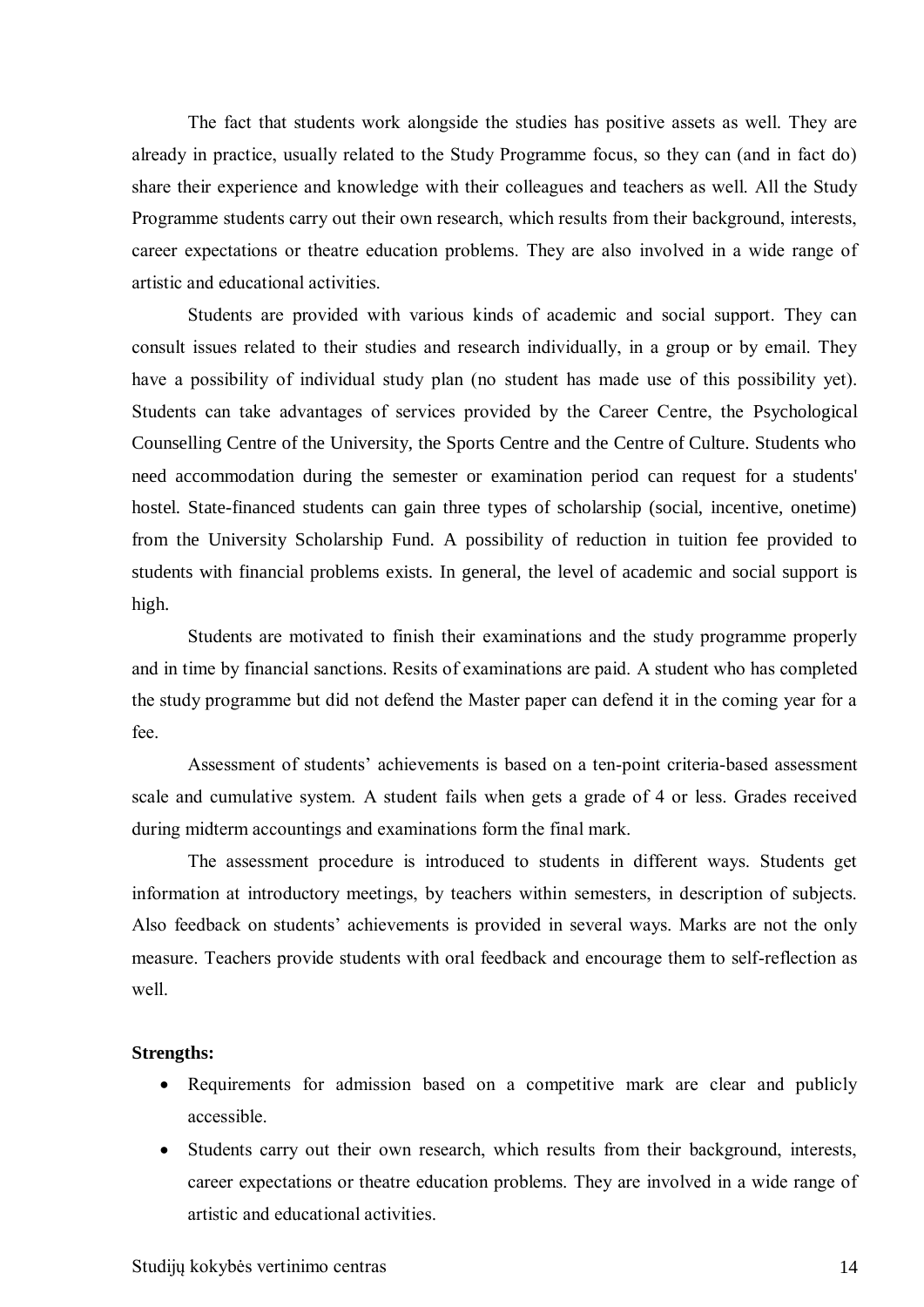The fact that students work alongside the studies has positive assets as well. They are already in practice, usually related to the Study Programme focus, so they can (and in fact do) share their experience and knowledge with their colleagues and teachers as well. All the Study Programme students carry out their own research, which results from their background, interests, career expectations or theatre education problems. They are also involved in a wide range of artistic and educational activities.

Students are provided with various kinds of academic and social support. They can consult issues related to their studies and research individually, in a group or by email. They have a possibility of individual study plan (no student has made use of this possibility yet). Students can take advantages of services provided by the Career Centre, the Psychological Counselling Centre of the University, the Sports Centre and the Centre of Culture. Students who need accommodation during the semester or examination period can request for a students' hostel. State-financed students can gain three types of scholarship (social, incentive, onetime) from the University Scholarship Fund. A possibility of reduction in tuition fee provided to students with financial problems exists. In general, the level of academic and social support is high.

Students are motivated to finish their examinations and the study programme properly and in time by financial sanctions. Resits of examinations are paid. A student who has completed the study programme but did not defend the Master paper can defend it in the coming year for a fee.

Assessment of students' achievements is based on a ten-point criteria-based assessment scale and cumulative system. A student fails when gets a grade of 4 or less. Grades received during midterm accountings and examinations form the final mark.

The assessment procedure is introduced to students in different ways. Students get information at introductory meetings, by teachers within semesters, in description of subjects. Also feedback on students' achievements is provided in several ways. Marks are not the only measure. Teachers provide students with oral feedback and encourage them to self-reflection as well.

**Strengths:**

- Requirements for admission based on a competitive mark are clear and publicly accessible.
- Students carry out their own research, which results from their background, interests, career expectations or theatre education problems. They are involved in a wide range of artistic and educational activities.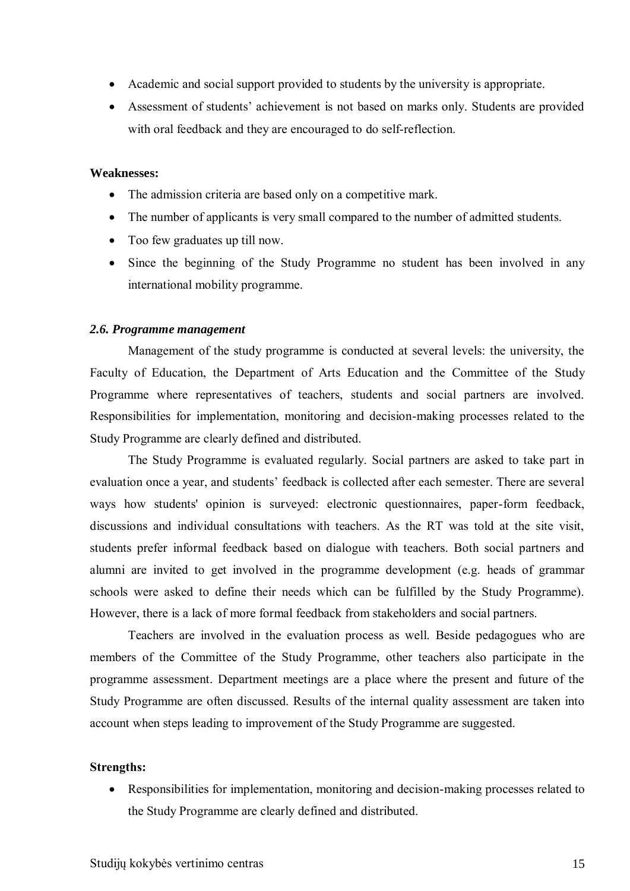- Academic and social support provided to students by the university is appropriate.
- Assessment of students' achievement is not based on marks only. Students are provided with oral feedback and they are encouraged to do self-reflection.

**Weaknesses:**

- The admission criteria are based only on a competitive mark.
- The number of applicants is very small compared to the number of admitted students.
- Too few graduates up till now.
- Since the beginning of the Study Programme no student has been involved in any international mobility programme.

### *2.6. Programme management*

Management of the study programme is conducted at several levels: the university, the Faculty of Education, the Department of Arts Education and the Committee of the Study Programme where representatives of teachers, students and social partners are involved. Responsibilities for implementation, monitoring and decision-making processes related to the Study Programme are clearly defined and distributed.

The Study Programme is evaluated regularly. Social partners are asked to take part in evaluation once a year, and students' feedback is collected after each semester. There are several ways how students' opinion is surveyed: electronic questionnaires, paper-form feedback, discussions and individual consultations with teachers. As the RT was told at the site visit, students prefer informal feedback based on dialogue with teachers. Both social partners and alumni are invited to get involved in the programme development (e.g. heads of grammar schools were asked to define their needs which can be fulfilled by the Study Programme). However, there is a lack of more formal feedback from stakeholders and social partners.

Teachers are involved in the evaluation process as well. Beside pedagogues who are members of the Committee of the Study Programme, other teachers also participate in the programme assessment. Department meetings are a place where the present and future of the Study Programme are often discussed. Results of the internal quality assessment are taken into account when steps leading to improvement of the Study Programme are suggested.

**Strengths:**

- Responsibilities for implementation, monitoring and decision-making processes related to the Study Programme are clearly defined and distributed.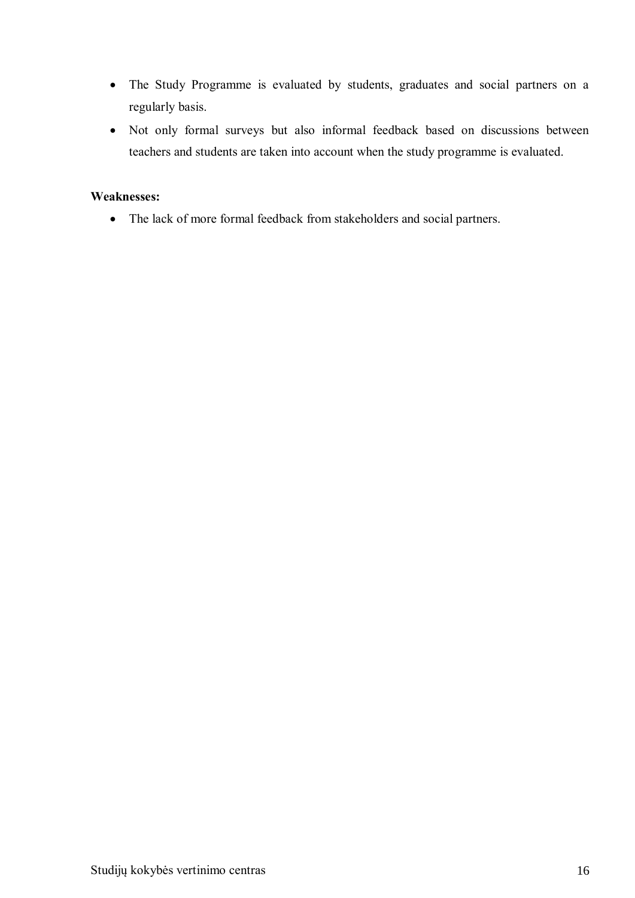- The Study Programme is evaluated by students, graduates and social partners on a regularly basis.
- Not only formal surveys but also informal feedback based on discussions between teachers and students are taken into account when the study programme is evaluated.

**Weaknesses:**

- The lack of more formal feedback from stakeholders and social partners.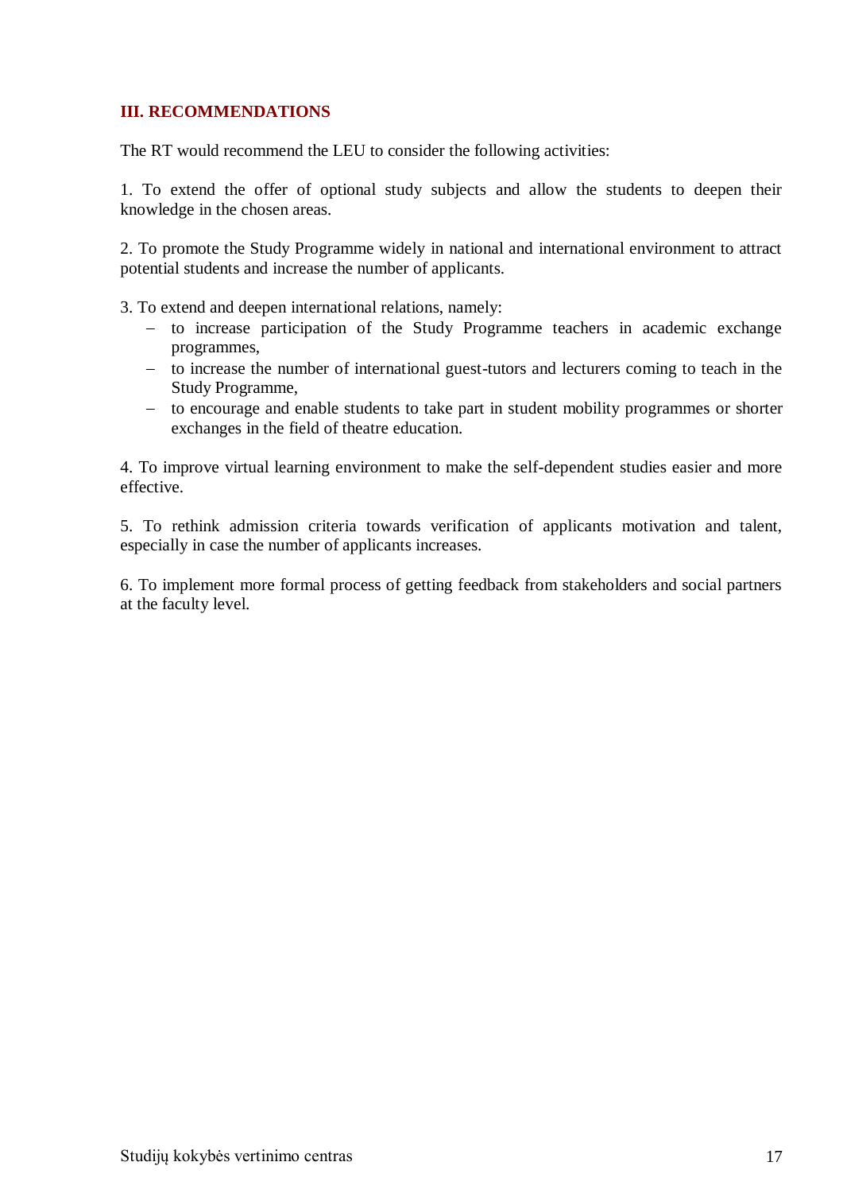## III. RECOMMENDATIONS

The RT would recommend the LEU to consider the following activities:

1. To extend the offer of optional study subjects and allow the students to deepen their knowledge in the chosen areas.

2. To promote the Study Programme widely in national and international environment to attract potential students and increase the number of applicants.

3. To extend and deepen international relations, namely:
   - to increase participation of the Study Programme teachers in academic exchange programmes,
   - to increase the number of international guest-tutors and lecturers coming to teach in the Study Programme,
   - to encourage and enable students to take part in student mobility programmes or shorter exchanges in the field of theatre education.

4. To improve virtual learning environment to make the self-dependent studies easier and more effective.

5. To rethink admission criteria towards verification of applicants motivation and talent, especially in case the number of applicants increases.

6. To implement more formal process of getting feedback from stakeholders and social partners at the faculty level.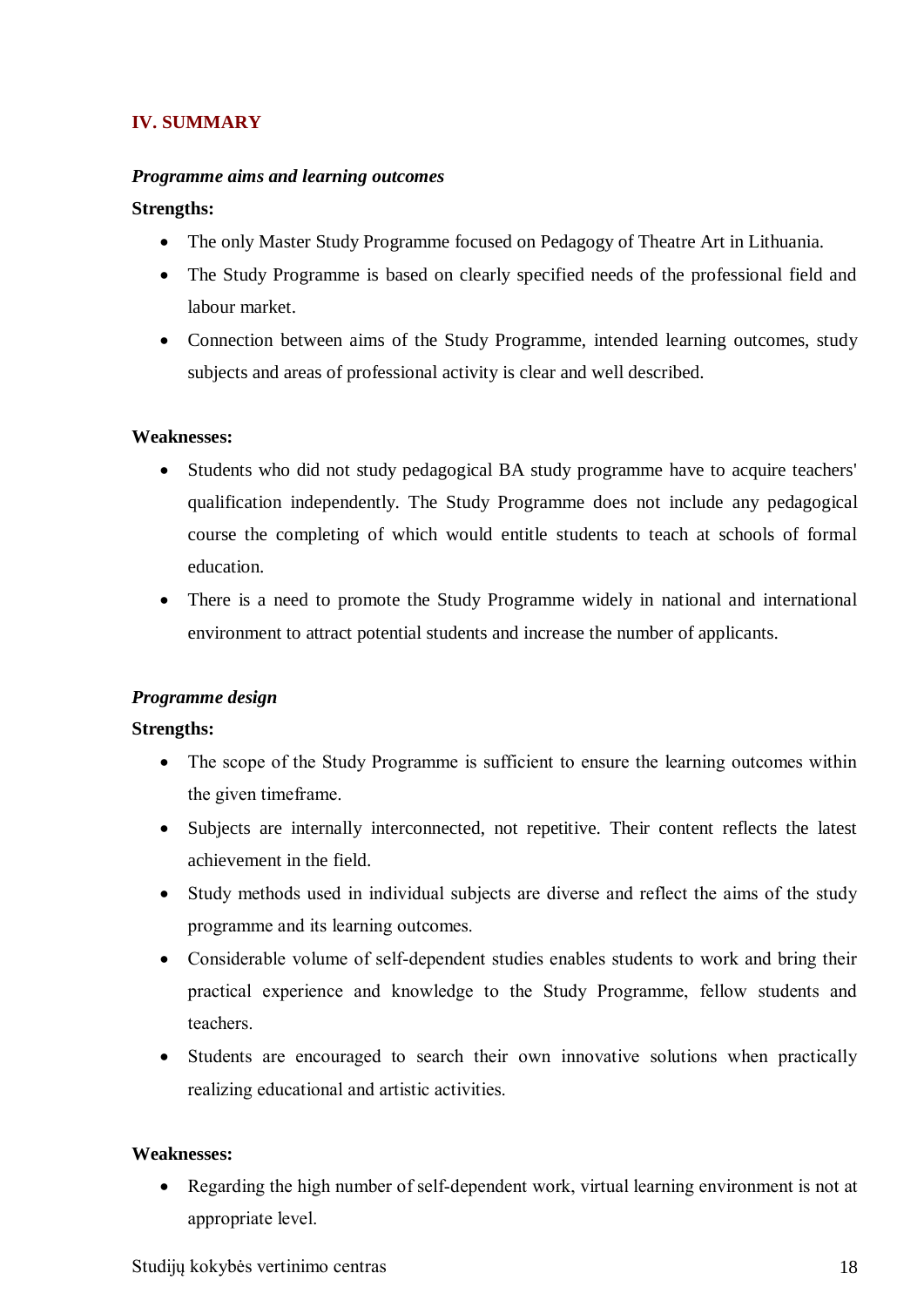## IV. SUMMARY

***Programme aims and learning outcomes***

**Strengths:**

- The only Master Study Programme focused on Pedagogy of Theatre Art in Lithuania.
- The Study Programme is based on clearly specified needs of the professional field and labour market.
- Connection between aims of the Study Programme, intended learning outcomes, study subjects and areas of professional activity is clear and well described.

**Weaknesses:**

- Students who did not study pedagogical BA study programme have to acquire teachers' qualification independently. The Study Programme does not include any pedagogical course the completing of which would entitle students to teach at schools of formal education.
- There is a need to promote the Study Programme widely in national and international environment to attract potential students and increase the number of applicants.

***Programme design***

**Strengths:**

- The scope of the Study Programme is sufficient to ensure the learning outcomes within the given timeframe.
- Subjects are internally interconnected, not repetitive. Their content reflects the latest achievement in the field.
- Study methods used in individual subjects are diverse and reflect the aims of the study programme and its learning outcomes.
- Considerable volume of self-dependent studies enables students to work and bring their practical experience and knowledge to the Study Programme, fellow students and teachers.
- Students are encouraged to search their own innovative solutions when practically realizing educational and artistic activities.

**Weaknesses:**

- Regarding the high number of self-dependent work, virtual learning environment is not at appropriate level.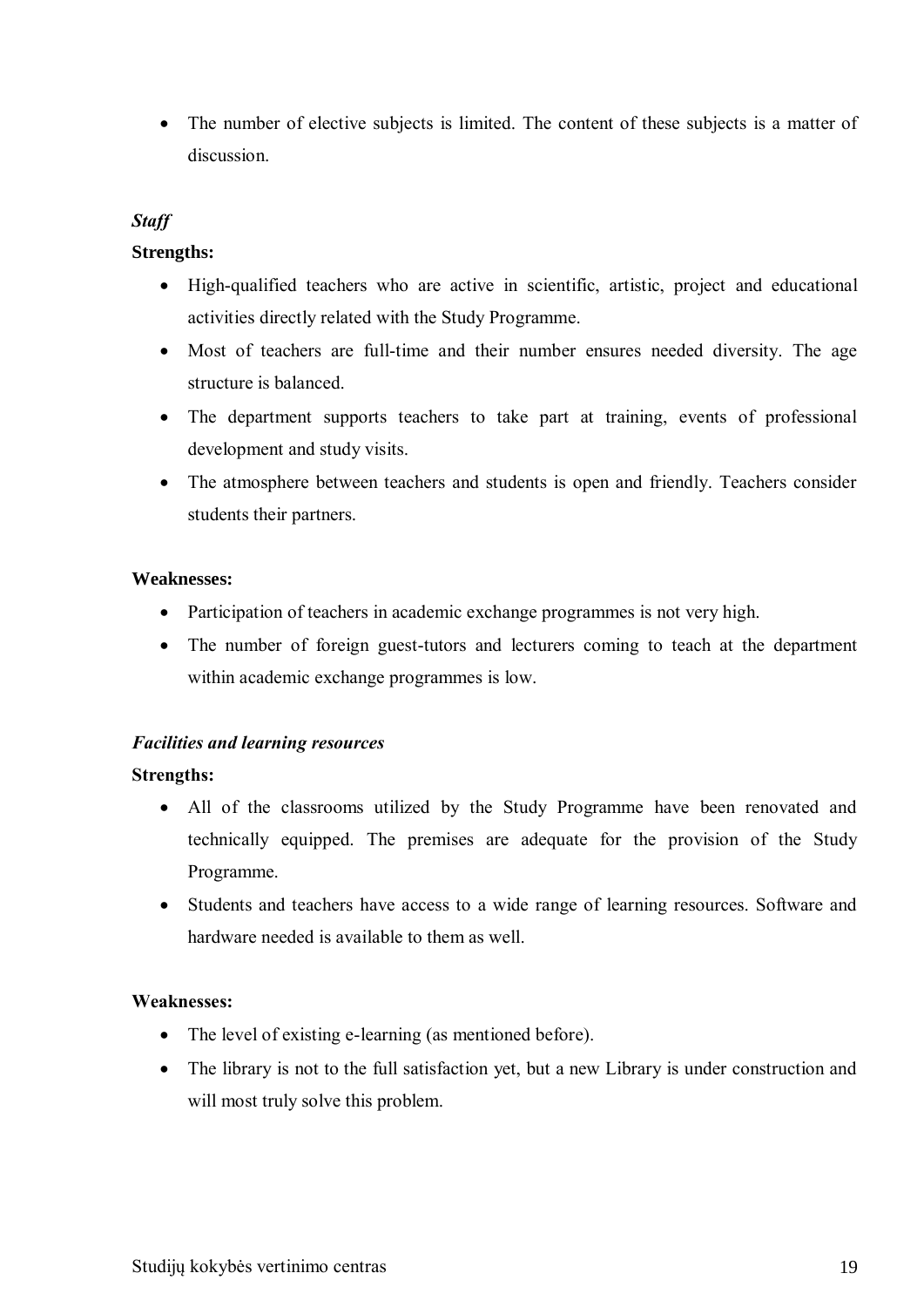- The number of elective subjects is limited. The content of these subjects is a matter of discussion.

***Staff***

**Strengths:**

- High-qualified teachers who are active in scientific, artistic, project and educational activities directly related with the Study Programme.
- Most of teachers are full-time and their number ensures needed diversity. The age structure is balanced.
- The department supports teachers to take part at training, events of professional development and study visits.
- The atmosphere between teachers and students is open and friendly. Teachers consider students their partners.

**Weaknesses:**

- Participation of teachers in academic exchange programmes is not very high.
- The number of foreign guest-tutors and lecturers coming to teach at the department within academic exchange programmes is low.

***Facilities and learning resources***

**Strengths:**

- All of the classrooms utilized by the Study Programme have been renovated and technically equipped. The premises are adequate for the provision of the Study Programme.
- Students and teachers have access to a wide range of learning resources. Software and hardware needed is available to them as well.

**Weaknesses:**

- The level of existing e-learning (as mentioned before).
- The library is not to the full satisfaction yet, but a new Library is under construction and will most truly solve this problem.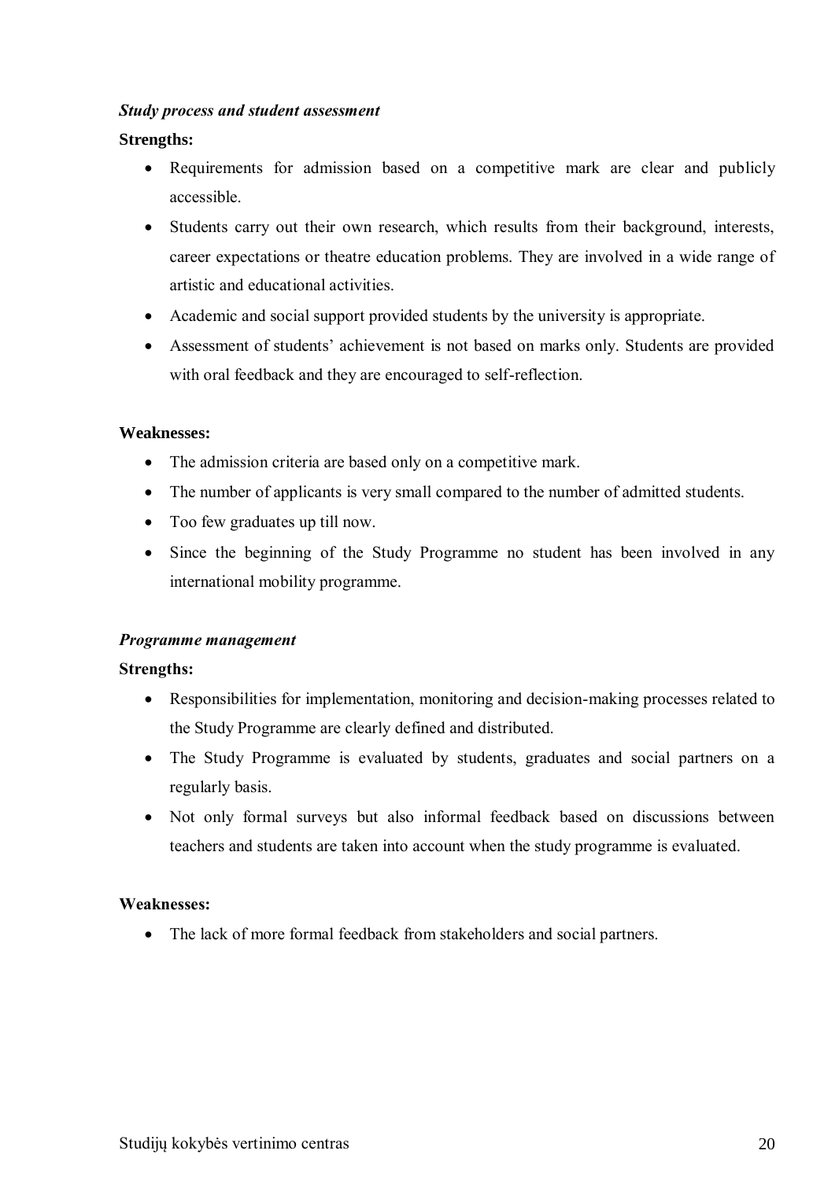*Study process and student assessment*

**Strengths:**

- Requirements for admission based on a competitive mark are clear and publicly accessible.
- Students carry out their own research, which results from their background, interests, career expectations or theatre education problems. They are involved in a wide range of artistic and educational activities.
- Academic and social support provided students by the university is appropriate.
- Assessment of students' achievement is not based on marks only. Students are provided with oral feedback and they are encouraged to self-reflection.

**Weaknesses:**

- The admission criteria are based only on a competitive mark.
- The number of applicants is very small compared to the number of admitted students.
- Too few graduates up till now.
- Since the beginning of the Study Programme no student has been involved in any international mobility programme.

*Programme management*

**Strengths:**

- Responsibilities for implementation, monitoring and decision-making processes related to the Study Programme are clearly defined and distributed.
- The Study Programme is evaluated by students, graduates and social partners on a regularly basis.
- Not only formal surveys but also informal feedback based on discussions between teachers and students are taken into account when the study programme is evaluated.

**Weaknesses:**

- The lack of more formal feedback from stakeholders and social partners.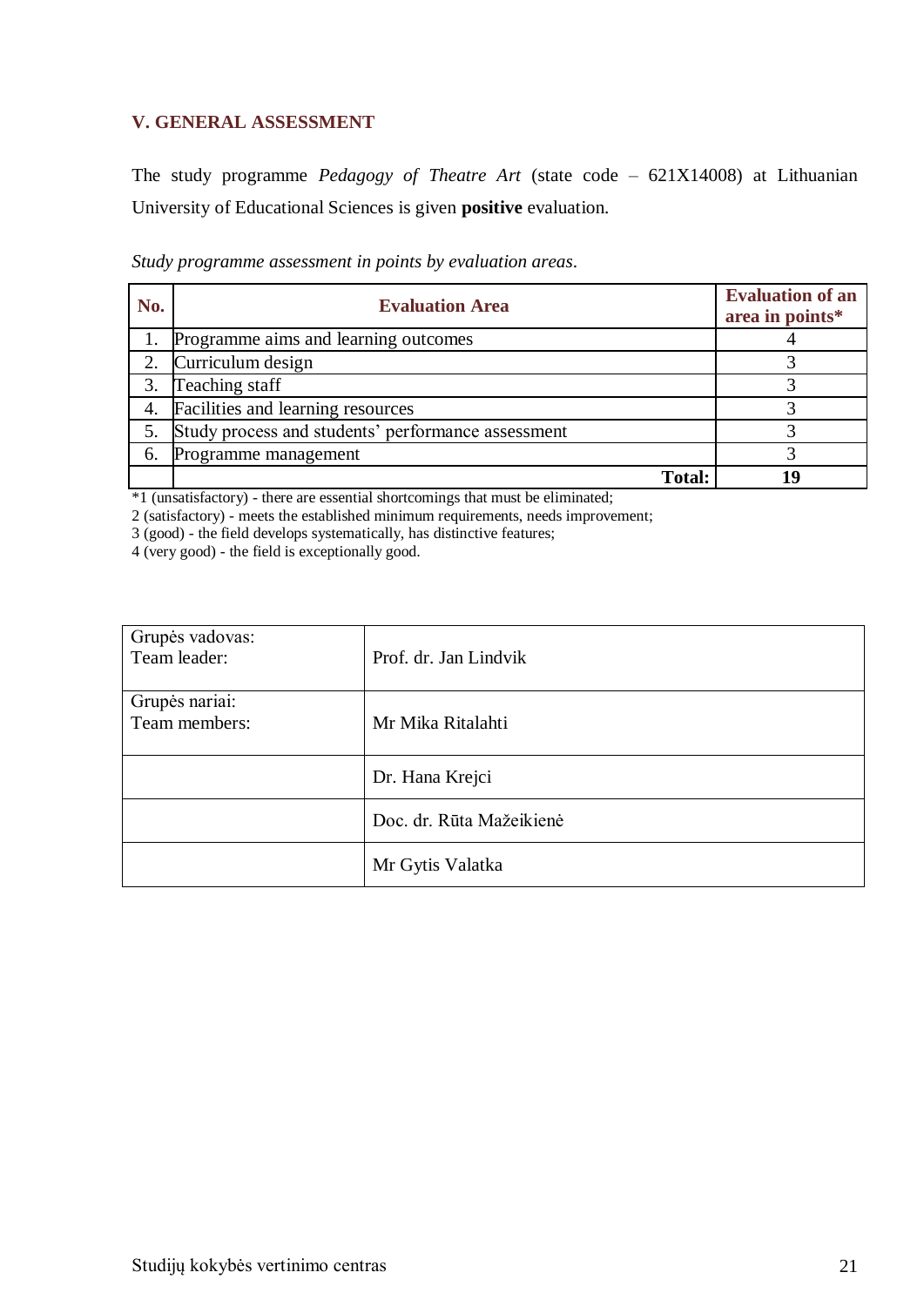## V. GENERAL ASSESSMENT

The study programme *Pedagogy of Theatre Art* (state code – 621X14008) at Lithuanian University of Educational Sciences is given **positive** evaluation.

*Study programme assessment in points by evaluation areas*.

| No. | Evaluation Area | Evaluation of an area in points* |
|---|---|---|
| 1. | Programme aims and learning outcomes | 4 |
| 2. | Curriculum design | 3 |
| 3. | Teaching staff | 3 |
| 4. | Facilities and learning resources | 3 |
| 5. | Study process and students' performance assessment | 3 |
| 6. | Programme management | 3 |
| | **Total:** | **19** |

*1 (unsatisfactory) - there are essential shortcomings that must be eliminated;
2 (satisfactory) - meets the established minimum requirements, needs improvement;
3 (good) - the field develops systematically, has distinctive features;
4 (very good) - the field is exceptionally good.

| | |
|---|---|
| Grupės vadovas:<br>Team leader: | Prof. dr. Jan Lindvik |
| Grupės nariai:<br>Team members: | Mr Mika Ritalahti |
| | Dr. Hana Krejci |
| | Doc. dr. Rūta Mažeikienė |
| | Mr Gytis Valatka |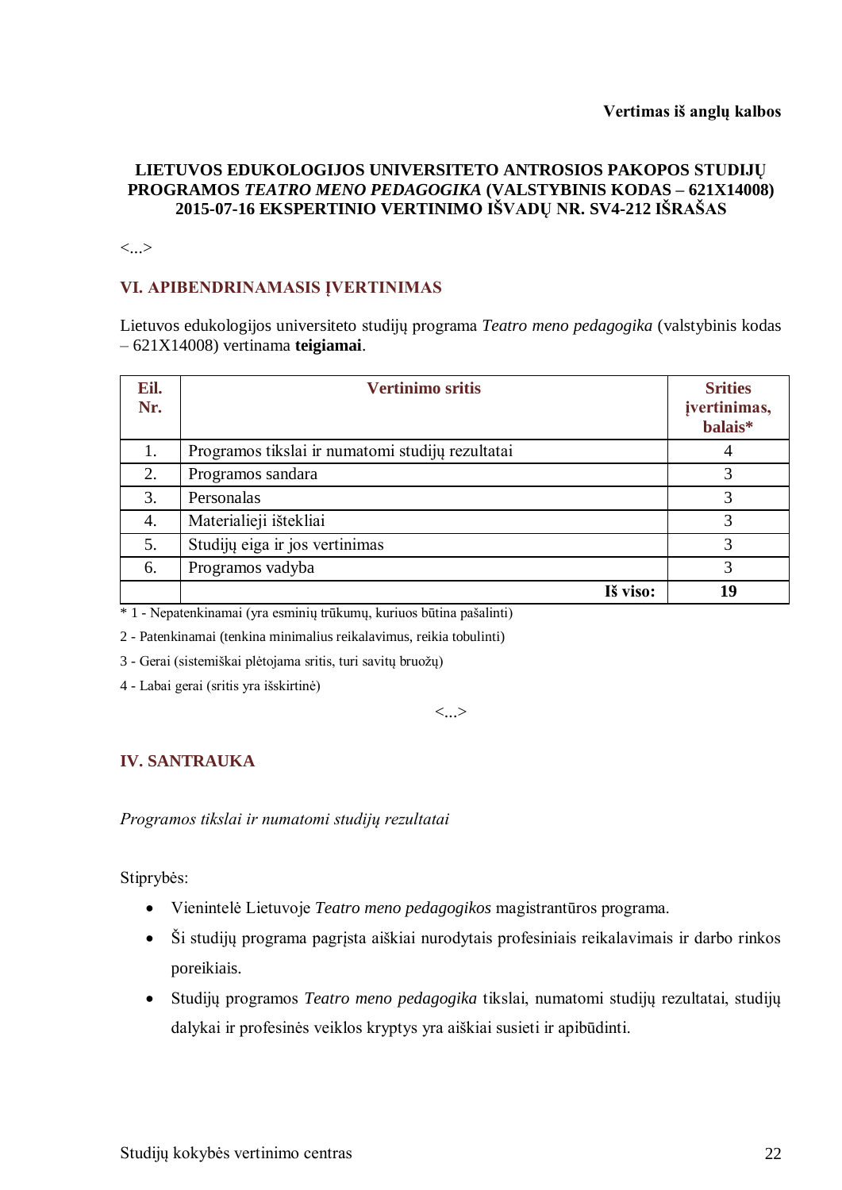**Vertimas iš anglų kalbos**

**LIETUVOS EDUKOLOGIJOS UNIVERSITETO ANTROSIOS PAKOPOS STUDIJŲ PROGRAMOS *TEATRO MENO PEDAGOGIKA* (VALSTYBINIS KODAS – 621X14008) 2015-07-16 EKSPERTINIO VERTINIMO IŠVADŲ NR. SV4-212 IŠRAŠAS**

<...>

## VI. APIBENDRINAMASIS ĮVERTINIMAS

Lietuvos edukologijos universiteto studijų programa *Teatro meno pedagogika* (valstybinis kodas – 621X14008) vertinama **teigiamai**.

| Eil. Nr. | Vertinimo sritis | Srities įvertinimas, balais* |
|---|---|---|
| 1. | Programos tikslai ir numatomi studijų rezultatai | 4 |
| 2. | Programos sandara | 3 |
| 3. | Personalas | 3 |
| 4. | Materialieji ištekliai | 3 |
| 5. | Studijų eiga ir jos vertinimas | 3 |
| 6. | Programos vadyba | 3 |
| | **Iš viso:** | **19** |

\* 1 - Nepatenkinamai (yra esminių trūkumų, kuriuos būtina pašalinti)

2 - Patenkinamai (tenkina minimalius reikalavimus, reikia tobulinti)

3 - Gerai (sistemiškai plėtojama sritis, turi savitų bruožų)

4 - Labai gerai (sritis yra išskirtinė)

<...>

## IV. SANTRAUKA

*Programos tikslai ir numatomi studijų rezultatai*

Stiprybės:

- Vienintelė Lietuvoje *Teatro meno pedagogikos* magistrantūros programa.
- Ši studijų programa pagrįsta aiškiai nurodytais profesiniais reikalavimais ir darbo rinkos poreikiais.
- Studijų programos *Teatro meno pedagogika* tikslai, numatomi studijų rezultatai, studijų dalykai ir profesinės veiklos kryptys yra aiškiai susieti ir apibūdinti.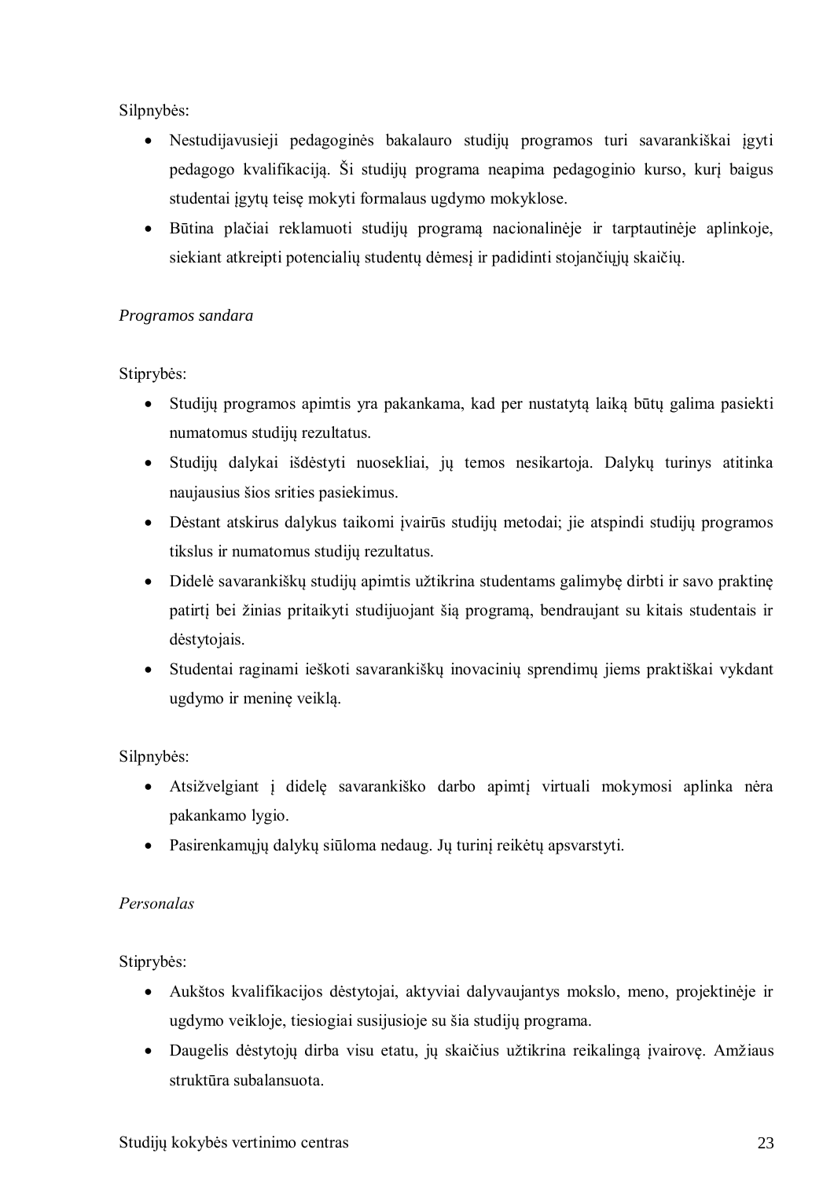Silpnybės:

- Nestudijavusieji pedagoginės bakalauro studijų programos turi savarankiškai įgyti pedagogo kvalifikaciją. Ši studijų programa neapima pedagoginio kurso, kurį baigus studentai įgytų teisę mokyti formalaus ugdymo mokyklose.
- Būtina plačiai reklamuoti studijų programą nacionalinėje ir tarptautinėje aplinkoje, siekiant atkreipti potencialių studentų dėmesį ir padidinti stojančiųjų skaičių.

*Programos sandara*

Stiprybės:

- Studijų programos apimtis yra pakankama, kad per nustatytą laiką būtų galima pasiekti numatomus studijų rezultatus.
- Studijų dalykai išdėstyti nuosekliai, jų temos nesikartoja. Dalykų turinys atitinka naujausius šios srities pasiekimus.
- Dėstant atskirus dalykus taikomi įvairūs studijų metodai; jie atspindi studijų programos tikslus ir numatomus studijų rezultatus.
- Didelė savarankiškų studijų apimtis užtikrina studentams galimybę dirbti ir savo praktinę patirtį bei žinias pritaikyti studijuojant šią programą, bendraujant su kitais studentais ir dėstytojais.
- Studentai raginami ieškoti savarankiškų inovacinių sprendimų jiems praktiškai vykdant ugdymo ir meninę veiklą.

Silpnybės:

- Atsižvelgiant į didelę savarankiško darbo apimtį virtuali mokymosi aplinka nėra pakankamo lygio.
- Pasirenkamųjų dalykų siūloma nedaug. Jų turinį reikėtų apsvarstyti.

*Personalas*

Stiprybės:

- Aukštos kvalifikacijos dėstytojai, aktyviai dalyvaujantys mokslo, meno, projektinėje ir ugdymo veikloje, tiesiogiai susijusioje su šia studijų programa.
- Daugelis dėstytojų dirba visu etatu, jų skaičius užtikrina reikalingą įvairovę. Amžiaus struktūra subalansuota.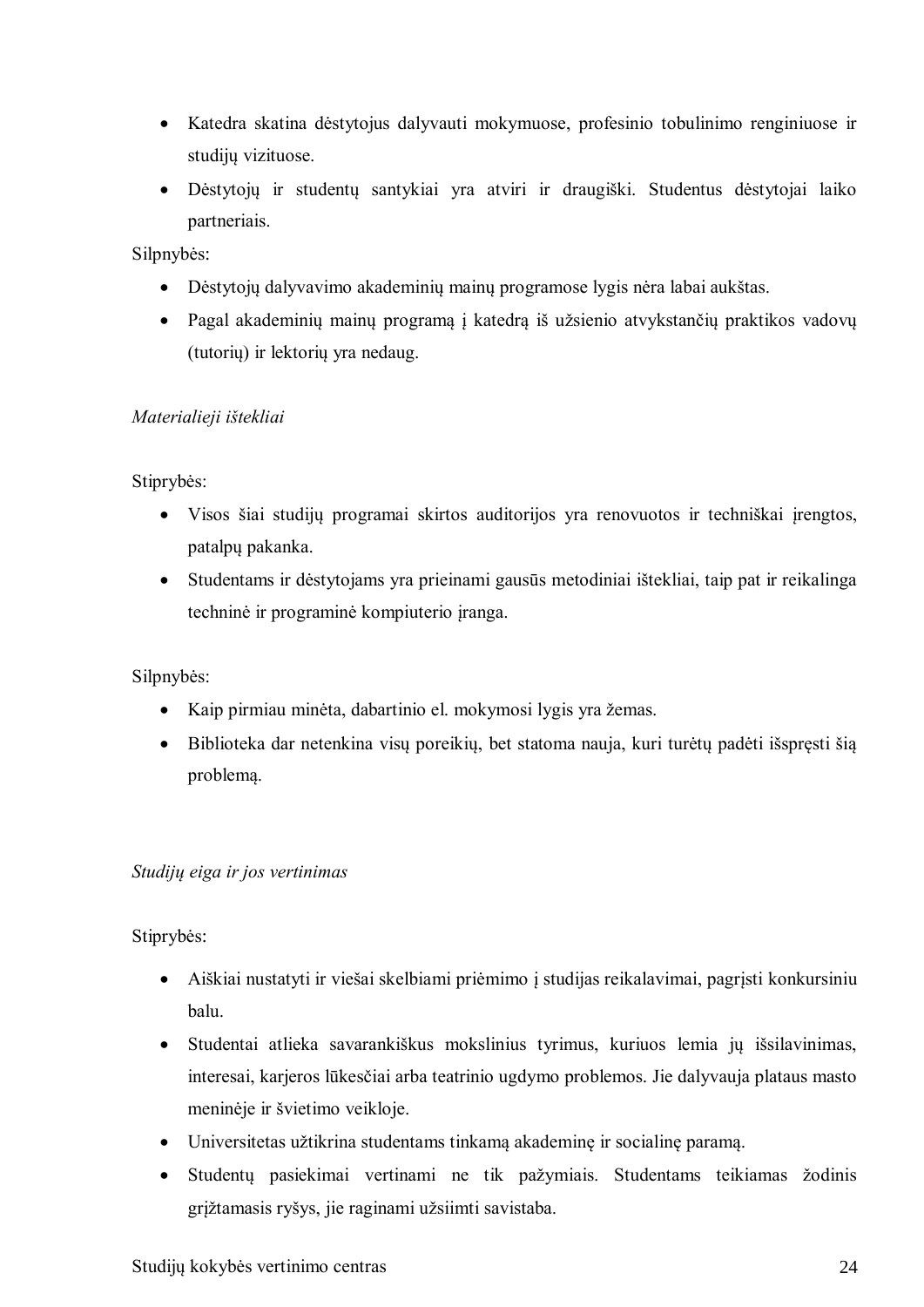- Katedra skatina dėstytojus dalyvauti mokymuose, profesinio tobulinimo renginiuose ir studijų vizituose.
- Dėstytojų ir studentų santykiai yra atviri ir draugiški. Studentus dėstytojai laiko partneriais.

Silpnybės:

- Dėstytojų dalyvavimo akademinių mainų programose lygis nėra labai aukštas.
- Pagal akademinių mainų programą į katedrą iš užsienio atvykstančių praktikos vadovų (tutorių) ir lektorių yra nedaug.

*Materialieji ištekliai*

Stiprybės:

- Visos šiai studijų programai skirtos auditorijos yra renovuotos ir techniškai įrengtos, patalpų pakanka.
- Studentams ir dėstytojams yra prieinami gausūs metodiniai ištekliai, taip pat ir reikalinga techninė ir programinė kompiuterio įranga.

Silpnybės:

- Kaip pirmiau minėta, dabartinio el. mokymosi lygis yra žemas.
- Biblioteka dar netenkina visų poreikių, bet statoma nauja, kuri turėtų padėti išspręsti šią problemą.

*Studijų eiga ir jos vertinimas*

Stiprybės:

- Aiškiai nustatyti ir viešai skelbiami priėmimo į studijas reikalavimai, pagrįsti konkursiniu balu.
- Studentai atlieka savarankiškus mokslinius tyrimus, kuriuos lemia jų išsilavinimas, interesai, karjeros lūkesčiai arba teatrinio ugdymo problemos. Jie dalyvauja plataus masto meninėje ir švietimo veikloje.
- Universitetas užtikrina studentams tinkamą akademinę ir socialinę paramą.
- Studentų pasiekimai vertinami ne tik pažymiais. Studentams teikiamas žodinis grįžtamasis ryšys, jie raginami užsiimti savistaba.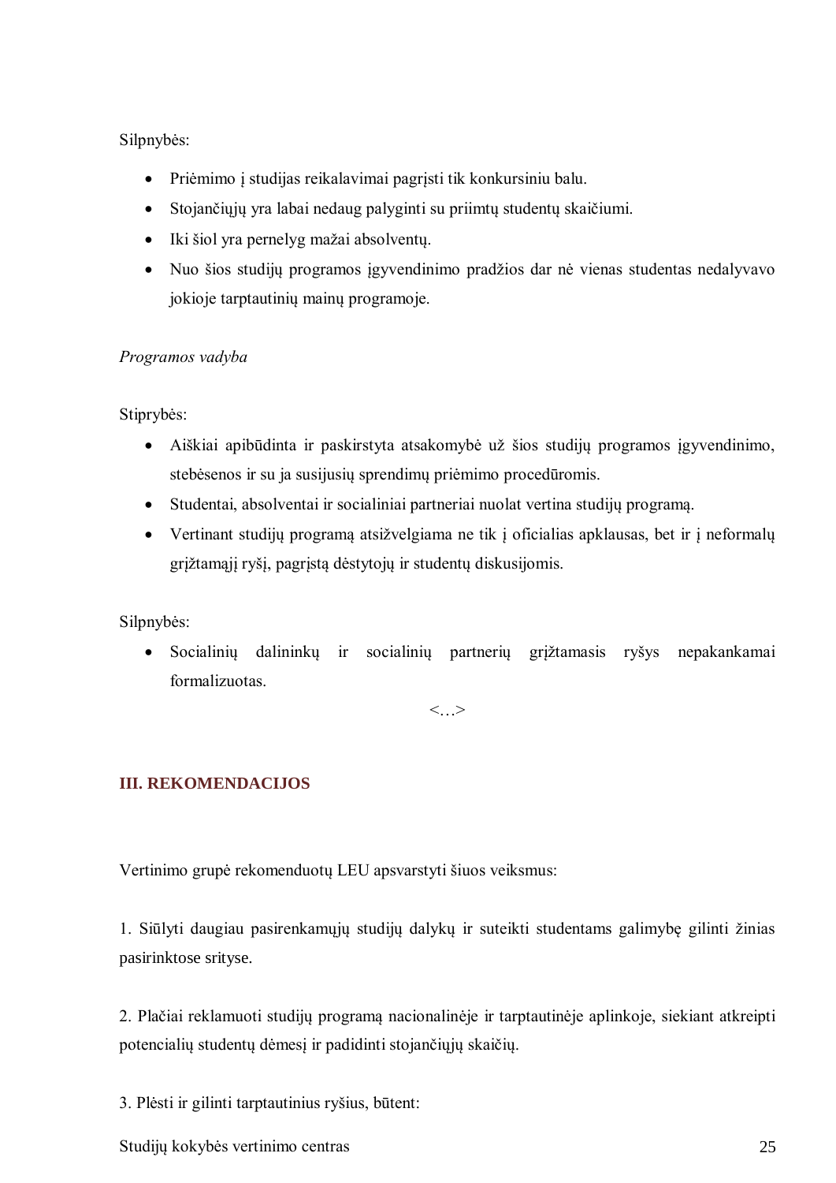Silpnybės:

- Priėmimo į studijas reikalavimai pagrįsti tik konkursiniu balu.
- Stojančiųjų yra labai nedaug palyginti su priimtų studentų skaičiumi.
- Iki šiol yra pernelyg mažai absolventų.
- Nuo šios studijų programos įgyvendinimo pradžios dar nė vienas studentas nedalyvavo jokioje tarptautinių mainų programoje.

*Programos vadyba*

Stiprybės:

- Aiškiai apibūdinta ir paskirstyta atsakomybė už šios studijų programos įgyvendinimo, stebėsenos ir su ja susijusių sprendimų priėmimo procedūromis.
- Studentai, absolventai ir socialiniai partneriai nuolat vertina studijų programą.
- Vertinant studijų programą atsižvelgiama ne tik į oficialias apklausas, bet ir į neformalų grįžtamąjį ryšį, pagrįstą dėstytojų ir studentų diskusijomis.

Silpnybės:

- Socialinių dalininkų ir socialinių partnerių grįžtamasis ryšys nepakankamai formalizuotas.

<…>

## III. REKOMENDACIJOS

Vertinimo grupė rekomenduotų LEU apsvarstyti šiuos veiksmus:

1. Siūlyti daugiau pasirenkamųjų studijų dalykų ir suteikti studentams galimybę gilinti žinias pasirinktose srityse.

2. Plačiai reklamuoti studijų programą nacionalinėje ir tarptautinėje aplinkoje, siekiant atkreipti potencialių studentų dėmesį ir padidinti stojančiųjų skaičių.

3. Plėsti ir gilinti tarptautinius ryšius, būtent: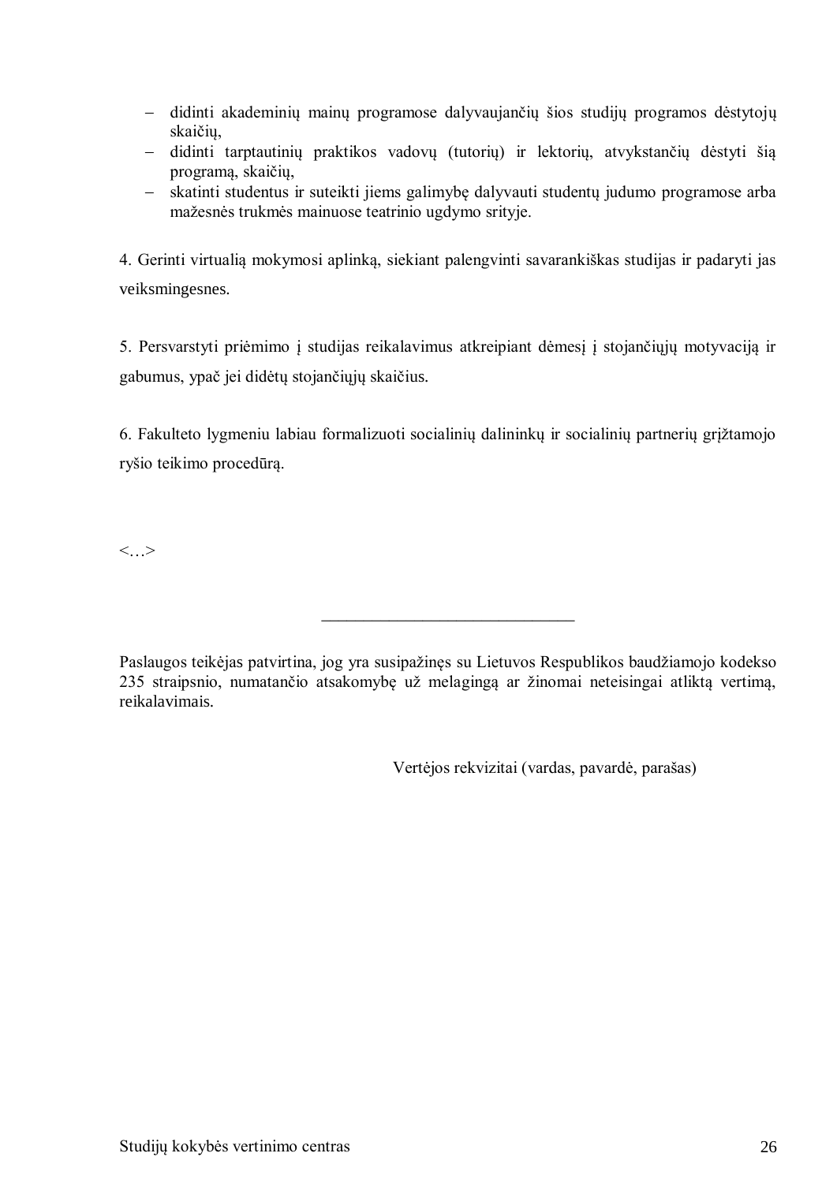- didinti akademinių mainų programose dalyvaujančių šios studijų programos dėstytojų skaičių,
- didinti tarptautinių praktikos vadovų (tutorių) ir lektorių, atvykstančių dėstyti šią programą, skaičių,
- skatinti studentus ir suteikti jiems galimybę dalyvauti studentų judumo programose arba mažesnės trukmės mainuose teatrinio ugdymo srityje.

4. Gerinti virtualią mokymosi aplinką, siekiant palengvinti savarankiškas studijas ir padaryti jas veiksmingesnes.

5. Persvarstyti priėmimo į studijas reikalavimus atkreipiant dėmesį į stojančiųjų motyvaciją ir gabumus, ypač jei didėtų stojančiųjų skaičius.

6. Fakulteto lygmeniu labiau formalizuoti socialinių dalininkų ir socialinių partnerių grįžtamojo ryšio teikimo procedūrą.

<…>

______________________________

Paslaugos teikėjas patvirtina, jog yra susipažinęs su Lietuvos Respublikos baudžiamojo kodekso 235 straipsnio, numatančio atsakomybę už melagingą ar žinomai neteisingai atliktą vertimą, reikalavimais.

Vertėjos rekvizitai (vardas, pavardė, parašas)